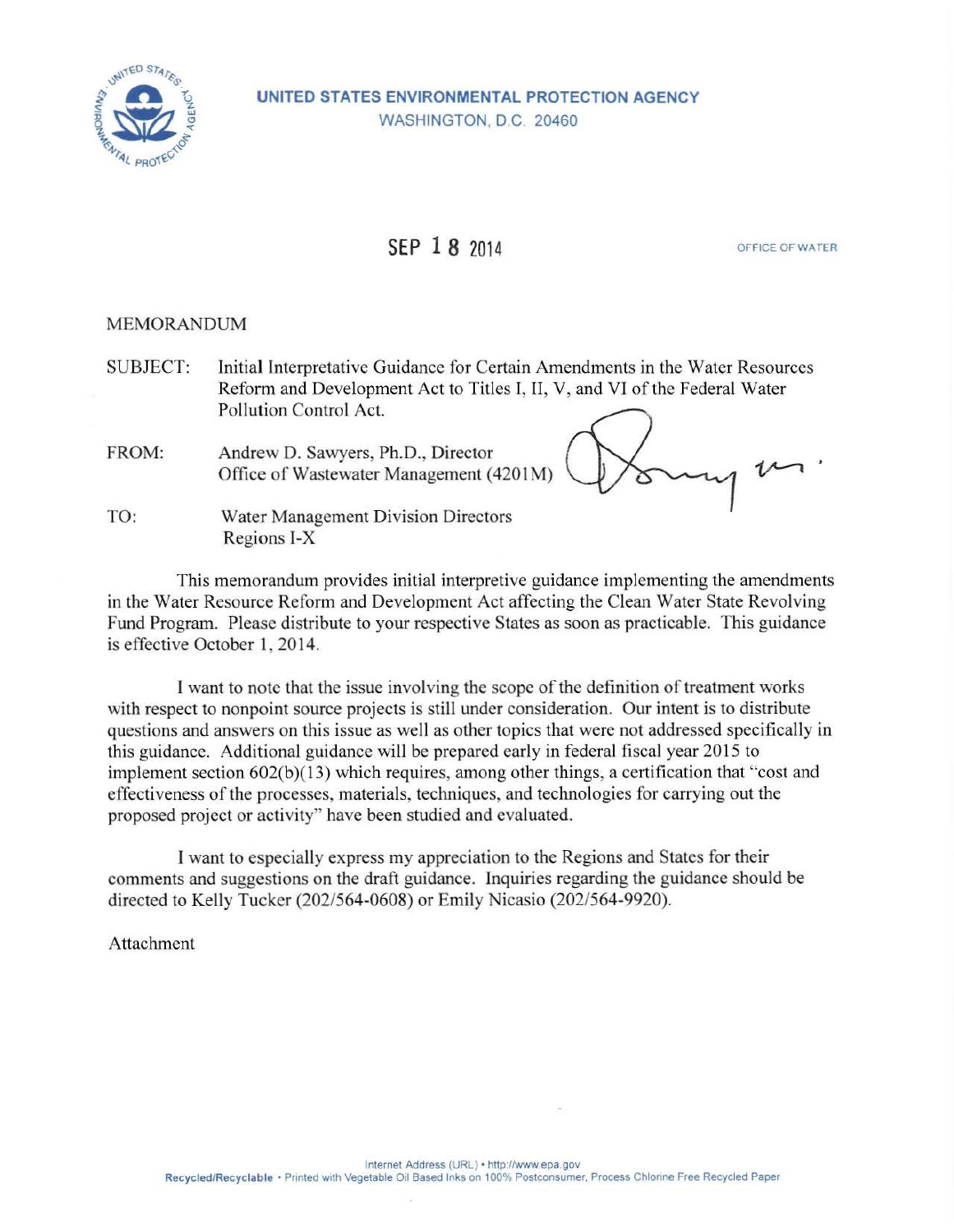**UNITED STATES ENVIRONMENTAL PROTECTION AGENCY**
WASHINGTON, D.C. 20460

**SEP 18 2014**

OFFICE OF WATER

MEMORANDUM

SUBJECT: Initial Interpretative Guidance for Certain Amendments in the Water Resources Reform and Development Act to Titles I, II, V, and VI of the Federal Water Pollution Control Act.

FROM: Andrew D. Sawyers, Ph.D., Director
Office of Wastewater Management (4201M)

TO: Water Management Division Directors
Regions I-X

This memorandum provides initial interpretive guidance implementing the amendments in the Water Resource Reform and Development Act affecting the Clean Water State Revolving Fund Program. Please distribute to your respective States as soon as practicable. This guidance is effective October 1, 2014.

I want to note that the issue involving the scope of the definition of treatment works with respect to nonpoint source projects is still under consideration. Our intent is to distribute questions and answers on this issue as well as other topics that were not addressed specifically in this guidance. Additional guidance will be prepared early in federal fiscal year 2015 to implement section 602(b)(13) which requires, among other things, a certification that "cost and effectiveness of the processes, materials, techniques, and technologies for carrying out the proposed project or activity" have been studied and evaluated.

I want to especially express my appreciation to the Regions and States for their comments and suggestions on the draft guidance. Inquiries regarding the guidance should be directed to Kelly Tucker (202/564-0608) or Emily Nicasio (202/564-9920).

Attachment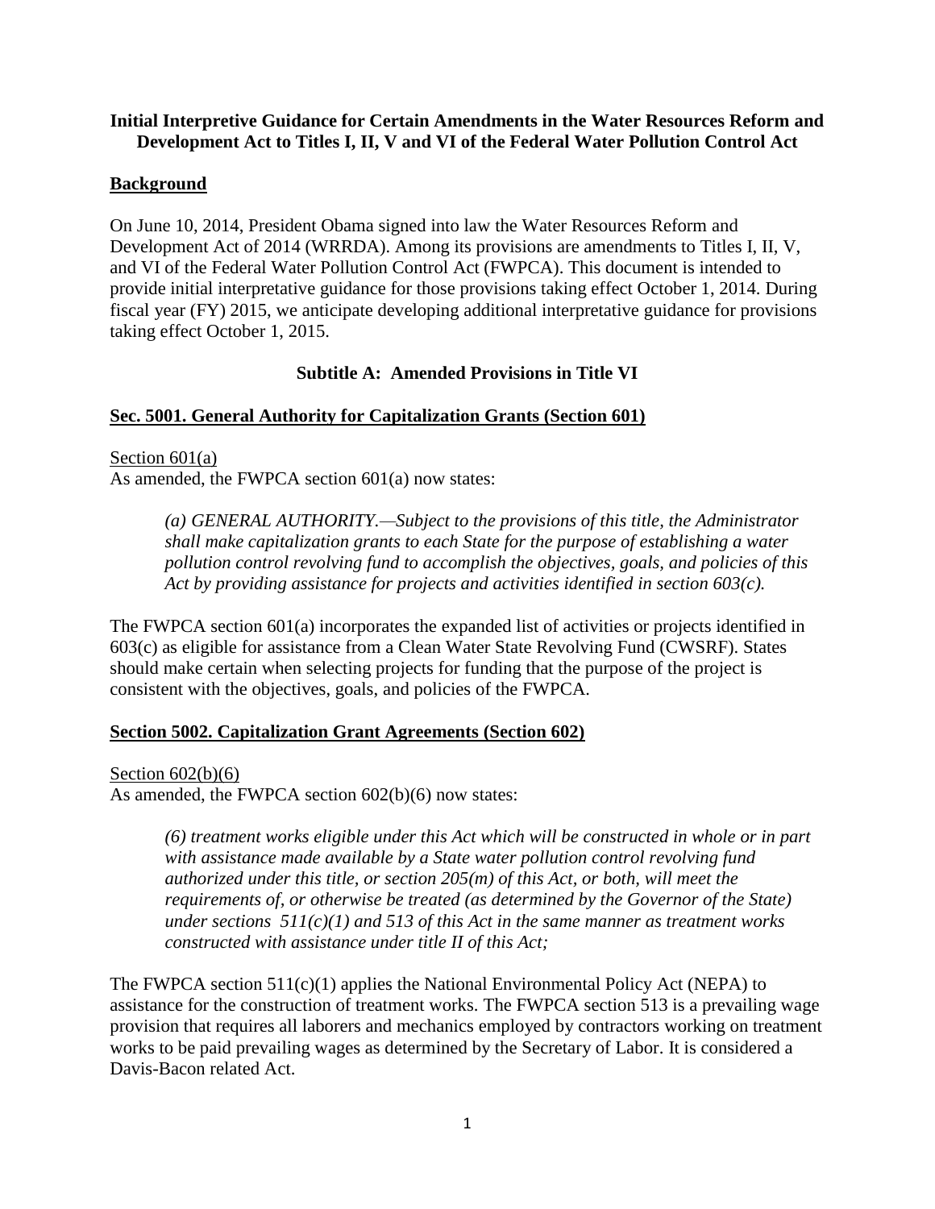**Initial Interpretive Guidance for Certain Amendments in the Water Resources Reform and Development Act to Titles I, II, V and VI of the Federal Water Pollution Control Act**

## Background

On June 10, 2014, President Obama signed into law the Water Resources Reform and Development Act of 2014 (WRRDA). Among its provisions are amendments to Titles I, II, V, and VI of the Federal Water Pollution Control Act (FWPCA). This document is intended to provide initial interpretative guidance for those provisions taking effect October 1, 2014. During fiscal year (FY) 2015, we anticipate developing additional interpretative guidance for provisions taking effect October 1, 2015.

## Subtitle A: Amended Provisions in Title VI

### Sec. 5001. General Authority for Capitalization Grants (Section 601)

Section 601(a)
As amended, the FWPCA section 601(a) now states:

> *(a) GENERAL AUTHORITY.—Subject to the provisions of this title, the Administrator shall make capitalization grants to each State for the purpose of establishing a water pollution control revolving fund to accomplish the objectives, goals, and policies of this Act by providing assistance for projects and activities identified in section 603(c).*

The FWPCA section 601(a) incorporates the expanded list of activities or projects identified in 603(c) as eligible for assistance from a Clean Water State Revolving Fund (CWSRF). States should make certain when selecting projects for funding that the purpose of the project is consistent with the objectives, goals, and policies of the FWPCA.

### Section 5002. Capitalization Grant Agreements (Section 602)

Section 602(b)(6)
As amended, the FWPCA section 602(b)(6) now states:

> *(6) treatment works eligible under this Act which will be constructed in whole or in part with assistance made available by a State water pollution control revolving fund authorized under this title, or section 205(m) of this Act, or both, will meet the requirements of, or otherwise be treated (as determined by the Governor of the State) under sections 511(c)(1) and 513 of this Act in the same manner as treatment works constructed with assistance under title II of this Act;*

The FWPCA section 511(c)(1) applies the National Environmental Policy Act (NEPA) to assistance for the construction of treatment works. The FWPCA section 513 is a prevailing wage provision that requires all laborers and mechanics employed by contractors working on treatment works to be paid prevailing wages as determined by the Secretary of Labor. It is considered a Davis-Bacon related Act.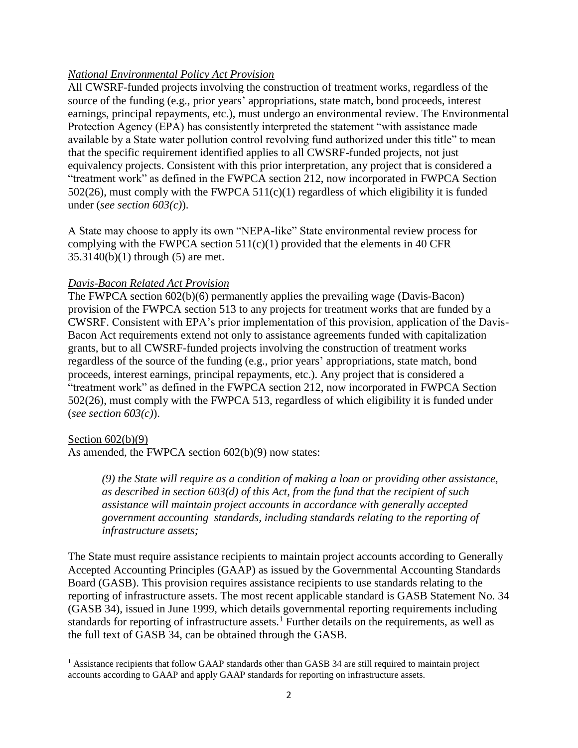*National Environmental Policy Act Provision*

All CWSRF-funded projects involving the construction of treatment works, regardless of the source of the funding (e.g., prior years' appropriations, state match, bond proceeds, interest earnings, principal repayments, etc.), must undergo an environmental review. The Environmental Protection Agency (EPA) has consistently interpreted the statement "with assistance made available by a State water pollution control revolving fund authorized under this title" to mean that the specific requirement identified applies to all CWSRF-funded projects, not just equivalency projects. Consistent with this prior interpretation, any project that is considered a "treatment work" as defined in the FWPCA section 212, now incorporated in FWPCA Section 502(26), must comply with the FWPCA 511(c)(1) regardless of which eligibility it is funded under (*see section 603(c)*).

A State may choose to apply its own "NEPA-like" State environmental review process for complying with the FWPCA section 511(c)(1) provided that the elements in 40 CFR 35.3140(b)(1) through (5) are met.

*Davis-Bacon Related Act Provision*

The FWPCA section 602(b)(6) permanently applies the prevailing wage (Davis-Bacon) provision of the FWPCA section 513 to any projects for treatment works that are funded by a CWSRF. Consistent with EPA's prior implementation of this provision, application of the Davis-Bacon Act requirements extend not only to assistance agreements funded with capitalization grants, but to all CWSRF-funded projects involving the construction of treatment works regardless of the source of the funding (e.g., prior years' appropriations, state match, bond proceeds, interest earnings, principal repayments, etc.). Any project that is considered a "treatment work" as defined in the FWPCA section 212, now incorporated in FWPCA Section 502(26), must comply with the FWPCA 513, regardless of which eligibility it is funded under (*see section 603(c)*).

Section 602(b)(9)

As amended, the FWPCA section 602(b)(9) now states:

> *(9) the State will require as a condition of making a loan or providing other assistance, as described in section 603(d) of this Act, from the fund that the recipient of such assistance will maintain project accounts in accordance with generally accepted government accounting standards, including standards relating to the reporting of infrastructure assets;*

The State must require assistance recipients to maintain project accounts according to Generally Accepted Accounting Principles (GAAP) as issued by the Governmental Accounting Standards Board (GASB). This provision requires assistance recipients to use standards relating to the reporting of infrastructure assets. The most recent applicable standard is GASB Statement No. 34 (GASB 34), issued in June 1999, which details governmental reporting requirements including standards for reporting of infrastructure assets.[1] Further details on the requirements, as well as the full text of GASB 34, can be obtained through the GASB.

[1] Assistance recipients that follow GAAP standards other than GASB 34 are still required to maintain project accounts according to GAAP and apply GAAP standards for reporting on infrastructure assets.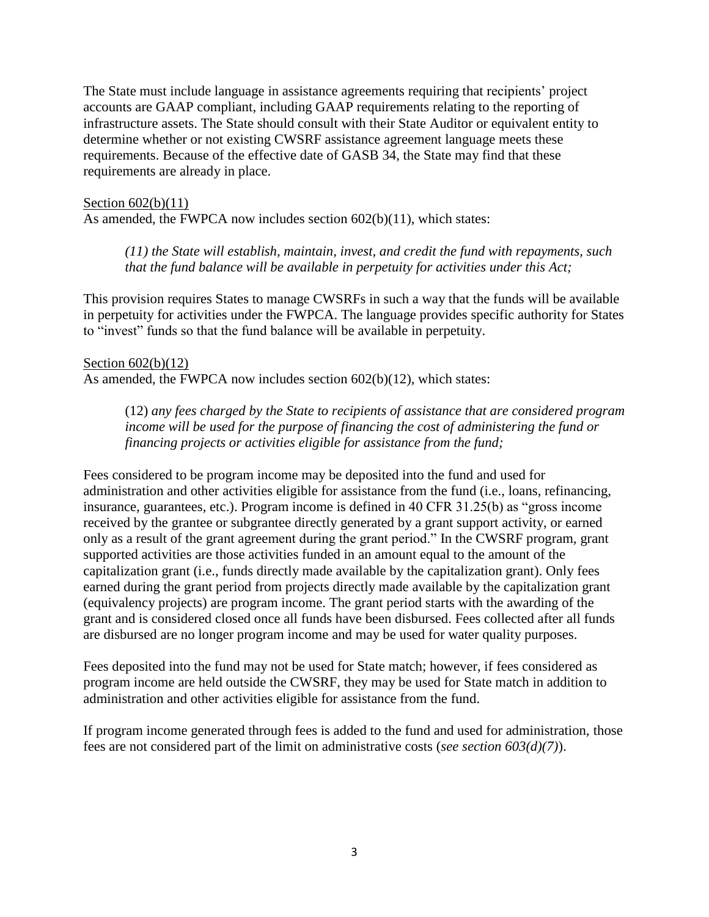The State must include language in assistance agreements requiring that recipients' project accounts are GAAP compliant, including GAAP requirements relating to the reporting of infrastructure assets. The State should consult with their State Auditor or equivalent entity to determine whether or not existing CWSRF assistance agreement language meets these requirements. Because of the effective date of GASB 34, the State may find that these requirements are already in place.

<u>Section 602(b)(11)</u>
As amended, the FWPCA now includes section 602(b)(11), which states:

> *(11) the State will establish, maintain, invest, and credit the fund with repayments, such that the fund balance will be available in perpetuity for activities under this Act;*

This provision requires States to manage CWSRFs in such a way that the funds will be available in perpetuity for activities under the FWPCA. The language provides specific authority for States to "invest" funds so that the fund balance will be available in perpetuity.

<u>Section 602(b)(12)</u>
As amended, the FWPCA now includes section 602(b)(12), which states:

> (12) *any fees charged by the State to recipients of assistance that are considered program income will be used for the purpose of financing the cost of administering the fund or financing projects or activities eligible for assistance from the fund;*

Fees considered to be program income may be deposited into the fund and used for administration and other activities eligible for assistance from the fund (i.e., loans, refinancing, insurance, guarantees, etc.). Program income is defined in 40 CFR 31.25(b) as "gross income received by the grantee or subgrantee directly generated by a grant support activity, or earned only as a result of the grant agreement during the grant period." In the CWSRF program, grant supported activities are those activities funded in an amount equal to the amount of the capitalization grant (i.e., funds directly made available by the capitalization grant). Only fees earned during the grant period from projects directly made available by the capitalization grant (equivalency projects) are program income. The grant period starts with the awarding of the grant and is considered closed once all funds have been disbursed. Fees collected after all funds are disbursed are no longer program income and may be used for water quality purposes.

Fees deposited into the fund may not be used for State match; however, if fees considered as program income are held outside the CWSRF, they may be used for State match in addition to administration and other activities eligible for assistance from the fund.

If program income generated through fees is added to the fund and used for administration, those fees are not considered part of the limit on administrative costs (*see section 603(d)(7)*).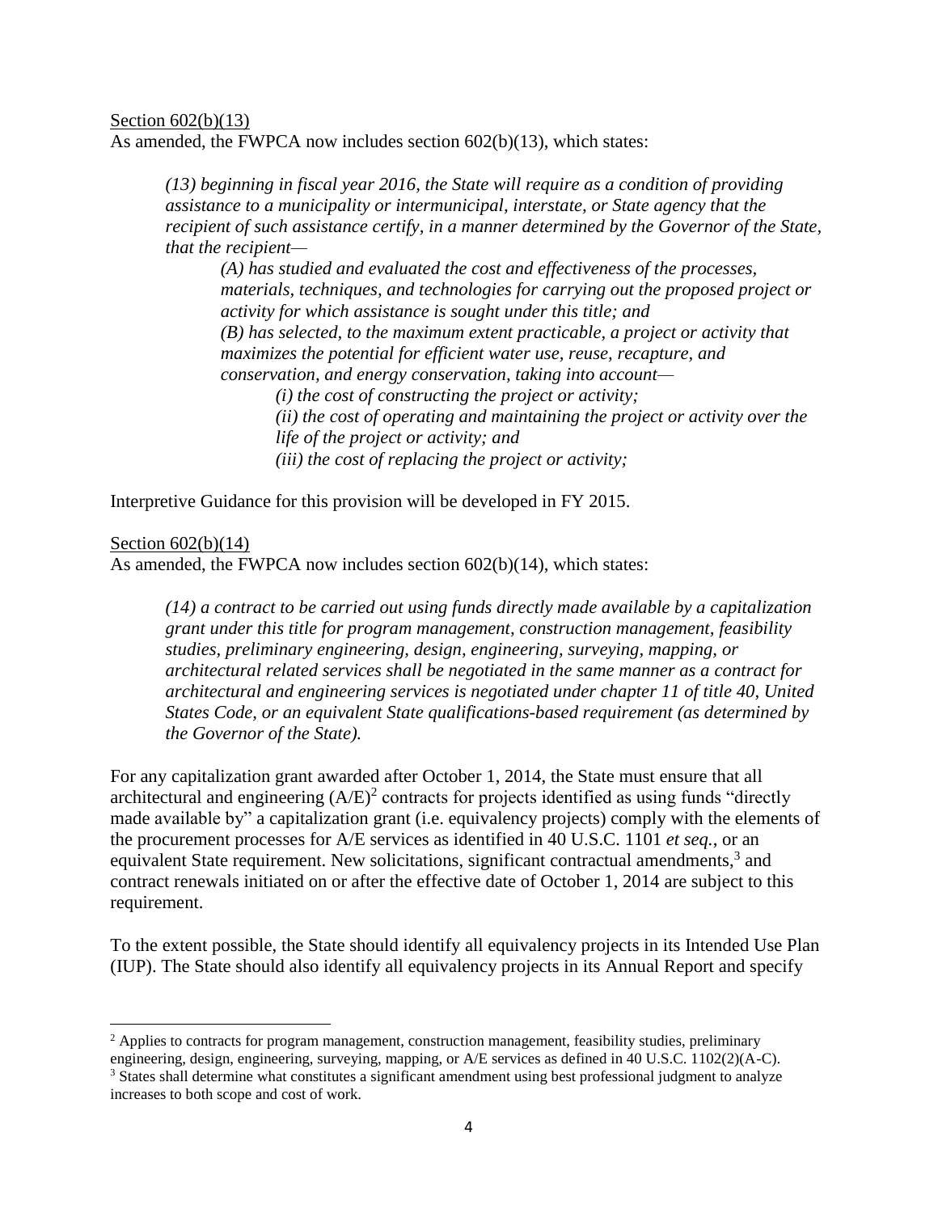Section 602(b)(13)

As amended, the FWPCA now includes section 602(b)(13), which states:

> *(13) beginning in fiscal year 2016, the State will require as a condition of providing assistance to a municipality or intermunicipal, interstate, or State agency that the recipient of such assistance certify, in a manner determined by the Governor of the State, that the recipient—*
>
> > *(A) has studied and evaluated the cost and effectiveness of the processes, materials, techniques, and technologies for carrying out the proposed project or activity for which assistance is sought under this title; and*
> >
> > *(B) has selected, to the maximum extent practicable, a project or activity that maximizes the potential for efficient water use, reuse, recapture, and conservation, and energy conservation, taking into account—*
> >
> > > *(i) the cost of constructing the project or activity;*
> > >
> > > *(ii) the cost of operating and maintaining the project or activity over the life of the project or activity; and*
> > >
> > > *(iii) the cost of replacing the project or activity;*

Interpretive Guidance for this provision will be developed in FY 2015.

Section 602(b)(14)

As amended, the FWPCA now includes section 602(b)(14), which states:

> *(14) a contract to be carried out using funds directly made available by a capitalization grant under this title for program management, construction management, feasibility studies, preliminary engineering, design, engineering, surveying, mapping, or architectural related services shall be negotiated in the same manner as a contract for architectural and engineering services is negotiated under chapter 11 of title 40, United States Code, or an equivalent State qualifications-based requirement (as determined by the Governor of the State).*

For any capitalization grant awarded after October 1, 2014, the State must ensure that all architectural and engineering (A/E)[2] contracts for projects identified as using funds "directly made available by" a capitalization grant (i.e. equivalency projects) comply with the elements of the procurement processes for A/E services as identified in 40 U.S.C. 1101 *et seq.*, or an equivalent State requirement. New solicitations, significant contractual amendments,[3] and contract renewals initiated on or after the effective date of October 1, 2014 are subject to this requirement.

To the extent possible, the State should identify all equivalency projects in its Intended Use Plan (IUP). The State should also identify all equivalency projects in its Annual Report and specify

---

[2] Applies to contracts for program management, construction management, feasibility studies, preliminary engineering, design, engineering, surveying, mapping, or A/E services as defined in 40 U.S.C. 1102(2)(A-C).

[3] States shall determine what constitutes a significant amendment using best professional judgment to analyze increases to both scope and cost of work.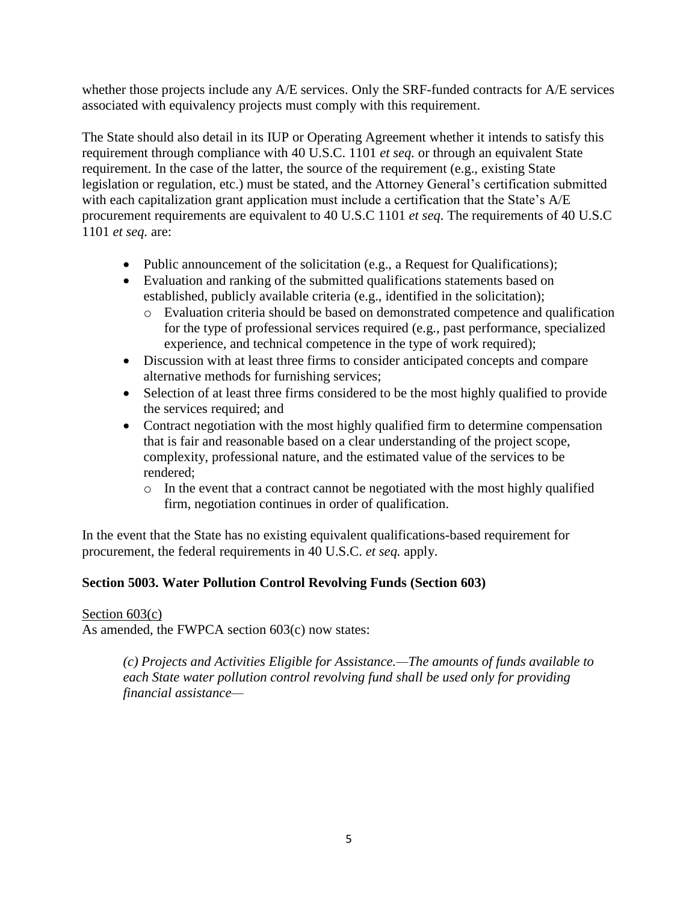whether those projects include any A/E services. Only the SRF-funded contracts for A/E services associated with equivalency projects must comply with this requirement.

The State should also detail in its IUP or Operating Agreement whether it intends to satisfy this requirement through compliance with 40 U.S.C. 1101 *et seq.* or through an equivalent State requirement. In the case of the latter, the source of the requirement (e.g., existing State legislation or regulation, etc.) must be stated, and the Attorney General's certification submitted with each capitalization grant application must include a certification that the State's A/E procurement requirements are equivalent to 40 U.S.C 1101 *et seq*. The requirements of 40 U.S.C 1101 *et seq.* are:

- Public announcement of the solicitation (e.g., a Request for Qualifications);
- Evaluation and ranking of the submitted qualifications statements based on established, publicly available criteria (e.g., identified in the solicitation);
  - Evaluation criteria should be based on demonstrated competence and qualification for the type of professional services required (e.g., past performance, specialized experience, and technical competence in the type of work required);
- Discussion with at least three firms to consider anticipated concepts and compare alternative methods for furnishing services;
- Selection of at least three firms considered to be the most highly qualified to provide the services required; and
- Contract negotiation with the most highly qualified firm to determine compensation that is fair and reasonable based on a clear understanding of the project scope, complexity, professional nature, and the estimated value of the services to be rendered;
  - In the event that a contract cannot be negotiated with the most highly qualified firm, negotiation continues in order of qualification.

In the event that the State has no existing equivalent qualifications-based requirement for procurement, the federal requirements in 40 U.S.C. *et seq.* apply.

**Section 5003. Water Pollution Control Revolving Funds (Section 603)**

Section 603(c)
As amended, the FWPCA section 603(c) now states:

> *(c) Projects and Activities Eligible for Assistance.—The amounts of funds available to each State water pollution control revolving fund shall be used only for providing financial assistance—*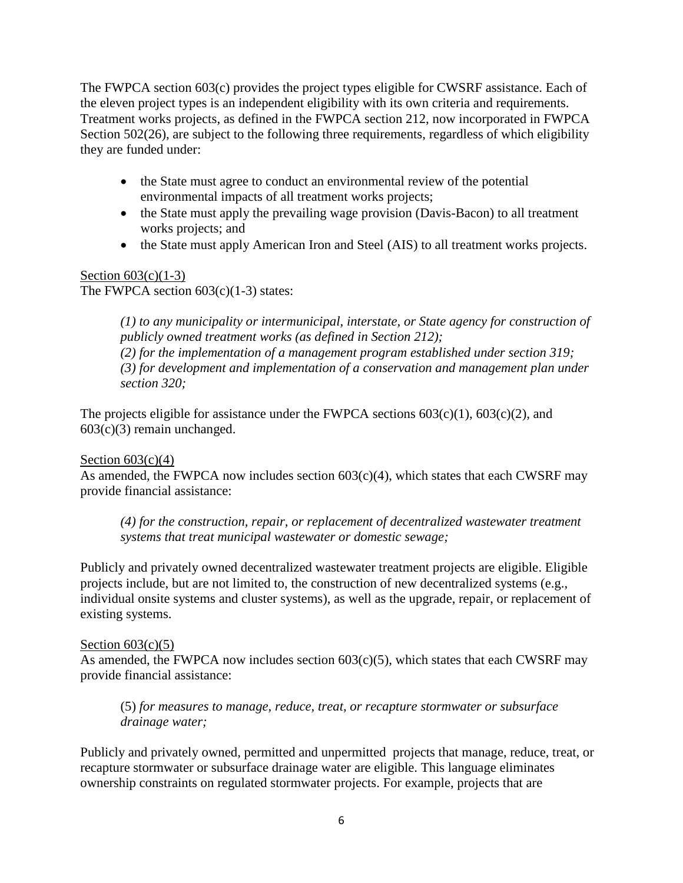The FWPCA section 603(c) provides the project types eligible for CWSRF assistance. Each of the eleven project types is an independent eligibility with its own criteria and requirements. Treatment works projects, as defined in the FWPCA section 212, now incorporated in FWPCA Section 502(26), are subject to the following three requirements, regardless of which eligibility they are funded under:

- the State must agree to conduct an environmental review of the potential environmental impacts of all treatment works projects;
- the State must apply the prevailing wage provision (Davis-Bacon) to all treatment works projects; and
- the State must apply American Iron and Steel (AIS) to all treatment works projects.

Section 603(c)(1-3)

The FWPCA section 603(c)(1-3) states:

> *(1) to any municipality or intermunicipal, interstate, or State agency for construction of publicly owned treatment works (as defined in Section 212);*
> *(2) for the implementation of a management program established under section 319;*
> *(3) for development and implementation of a conservation and management plan under section 320;*

The projects eligible for assistance under the FWPCA sections 603(c)(1), 603(c)(2), and 603(c)(3) remain unchanged.

Section 603(c)(4)

As amended, the FWPCA now includes section 603(c)(4), which states that each CWSRF may provide financial assistance:

> *(4) for the construction, repair, or replacement of decentralized wastewater treatment systems that treat municipal wastewater or domestic sewage;*

Publicly and privately owned decentralized wastewater treatment projects are eligible. Eligible projects include, but are not limited to, the construction of new decentralized systems (e.g., individual onsite systems and cluster systems), as well as the upgrade, repair, or replacement of existing systems.

Section 603(c)(5)

As amended, the FWPCA now includes section 603(c)(5), which states that each CWSRF may provide financial assistance:

> (5) *for measures to manage, reduce, treat, or recapture stormwater or subsurface drainage water;*

Publicly and privately owned, permitted and unpermitted projects that manage, reduce, treat, or recapture stormwater or subsurface drainage water are eligible. This language eliminates ownership constraints on regulated stormwater projects. For example, projects that are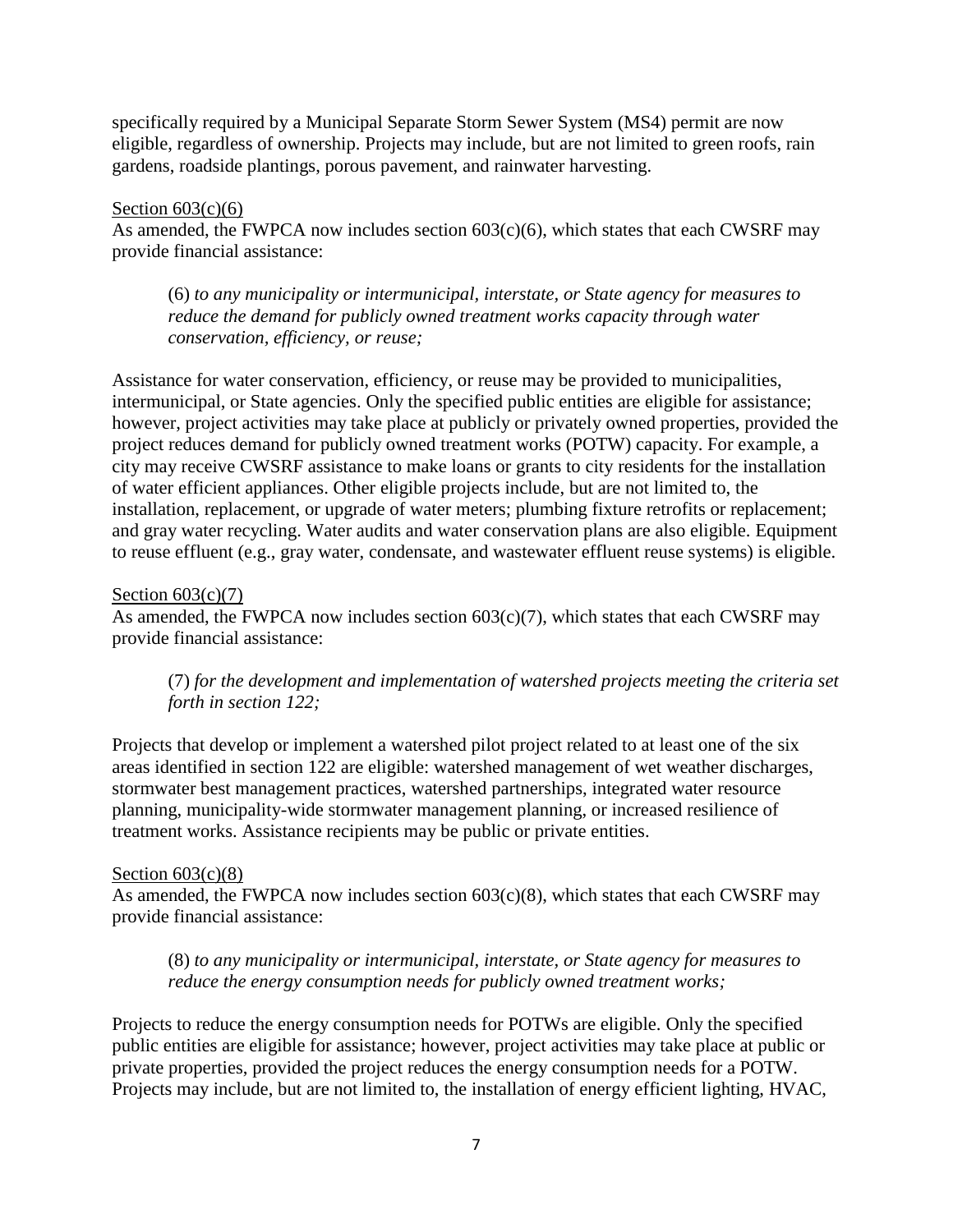specifically required by a Municipal Separate Storm Sewer System (MS4) permit are now eligible, regardless of ownership. Projects may include, but are not limited to green roofs, rain gardens, roadside plantings, porous pavement, and rainwater harvesting.

Section 603(c)(6)

As amended, the FWPCA now includes section 603(c)(6), which states that each CWSRF may provide financial assistance:

> (6) *to any municipality or intermunicipal, interstate, or State agency for measures to reduce the demand for publicly owned treatment works capacity through water conservation, efficiency, or reuse;*

Assistance for water conservation, efficiency, or reuse may be provided to municipalities, intermunicipal, or State agencies. Only the specified public entities are eligible for assistance; however, project activities may take place at publicly or privately owned properties, provided the project reduces demand for publicly owned treatment works (POTW) capacity. For example, a city may receive CWSRF assistance to make loans or grants to city residents for the installation of water efficient appliances. Other eligible projects include, but are not limited to, the installation, replacement, or upgrade of water meters; plumbing fixture retrofits or replacement; and gray water recycling. Water audits and water conservation plans are also eligible. Equipment to reuse effluent (e.g., gray water, condensate, and wastewater effluent reuse systems) is eligible.

Section 603(c)(7)

As amended, the FWPCA now includes section 603(c)(7), which states that each CWSRF may provide financial assistance:

> (7) *for the development and implementation of watershed projects meeting the criteria set forth in section 122;*

Projects that develop or implement a watershed pilot project related to at least one of the six areas identified in section 122 are eligible: watershed management of wet weather discharges, stormwater best management practices, watershed partnerships, integrated water resource planning, municipality-wide stormwater management planning, or increased resilience of treatment works. Assistance recipients may be public or private entities.

Section 603(c)(8)

As amended, the FWPCA now includes section 603(c)(8), which states that each CWSRF may provide financial assistance:

> (8) *to any municipality or intermunicipal, interstate, or State agency for measures to reduce the energy consumption needs for publicly owned treatment works;*

Projects to reduce the energy consumption needs for POTWs are eligible. Only the specified public entities are eligible for assistance; however, project activities may take place at public or private properties, provided the project reduces the energy consumption needs for a POTW. Projects may include, but are not limited to, the installation of energy efficient lighting, HVAC,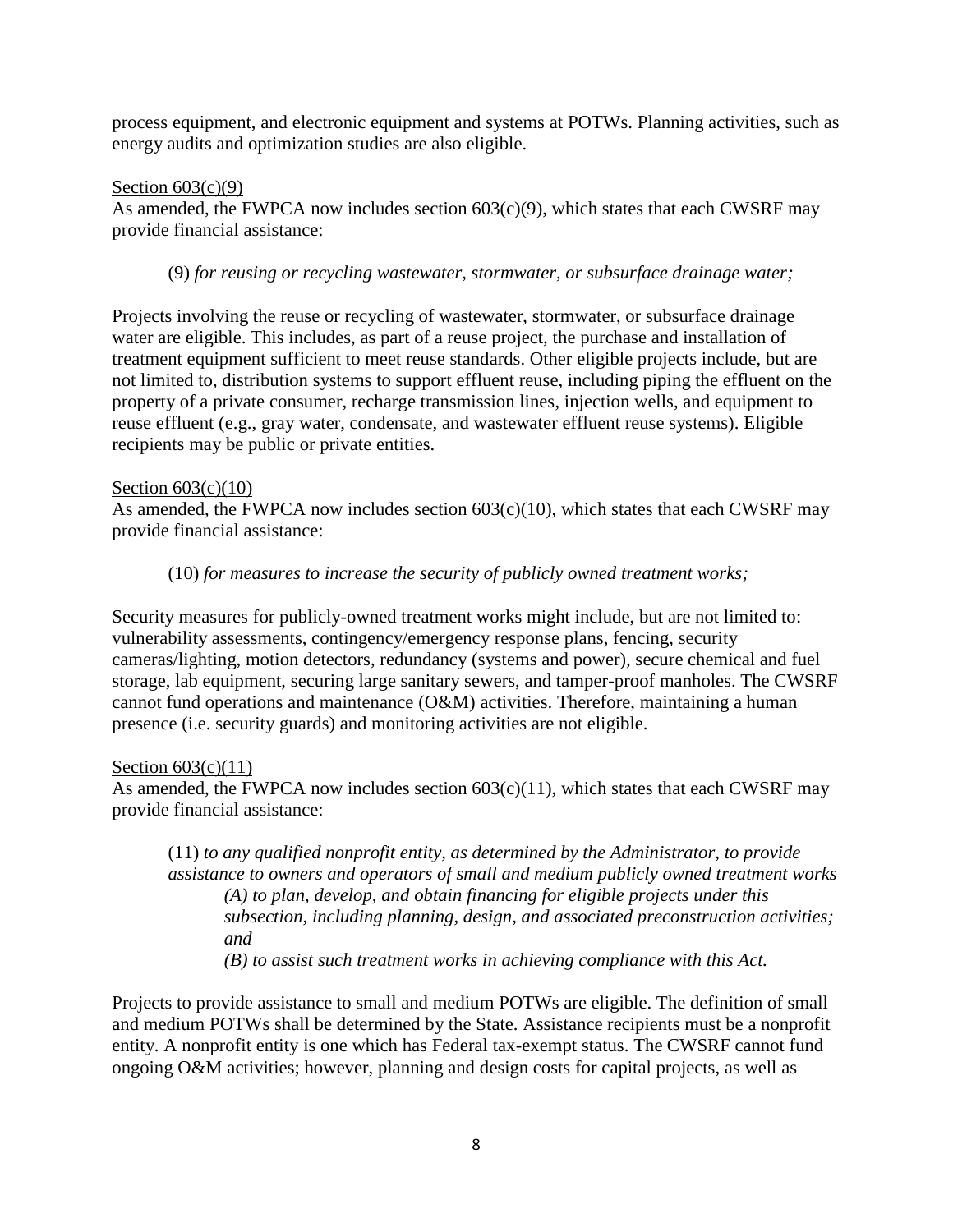process equipment, and electronic equipment and systems at POTWs. Planning activities, such as energy audits and optimization studies are also eligible.

Section 603(c)(9)

As amended, the FWPCA now includes section 603(c)(9), which states that each CWSRF may provide financial assistance:

(9) *for reusing or recycling wastewater, stormwater, or subsurface drainage water;*

Projects involving the reuse or recycling of wastewater, stormwater, or subsurface drainage water are eligible. This includes, as part of a reuse project, the purchase and installation of treatment equipment sufficient to meet reuse standards. Other eligible projects include, but are not limited to, distribution systems to support effluent reuse, including piping the effluent on the property of a private consumer, recharge transmission lines, injection wells, and equipment to reuse effluent (e.g., gray water, condensate, and wastewater effluent reuse systems). Eligible recipients may be public or private entities.

Section 603(c)(10)

As amended, the FWPCA now includes section 603(c)(10), which states that each CWSRF may provide financial assistance:

(10) *for measures to increase the security of publicly owned treatment works;*

Security measures for publicly-owned treatment works might include, but are not limited to: vulnerability assessments, contingency/emergency response plans, fencing, security cameras/lighting, motion detectors, redundancy (systems and power), secure chemical and fuel storage, lab equipment, securing large sanitary sewers, and tamper-proof manholes. The CWSRF cannot fund operations and maintenance (O&M) activities. Therefore, maintaining a human presence (i.e. security guards) and monitoring activities are not eligible.

Section 603(c)(11)

As amended, the FWPCA now includes section 603(c)(11), which states that each CWSRF may provide financial assistance:

(11) *to any qualified nonprofit entity, as determined by the Administrator, to provide assistance to owners and operators of small and medium publicly owned treatment works*

*(A) to plan, develop, and obtain financing for eligible projects under this subsection, including planning, design, and associated preconstruction activities; and*

*(B) to assist such treatment works in achieving compliance with this Act.*

Projects to provide assistance to small and medium POTWs are eligible. The definition of small and medium POTWs shall be determined by the State. Assistance recipients must be a nonprofit entity. A nonprofit entity is one which has Federal tax-exempt status. The CWSRF cannot fund ongoing O&M activities; however, planning and design costs for capital projects, as well as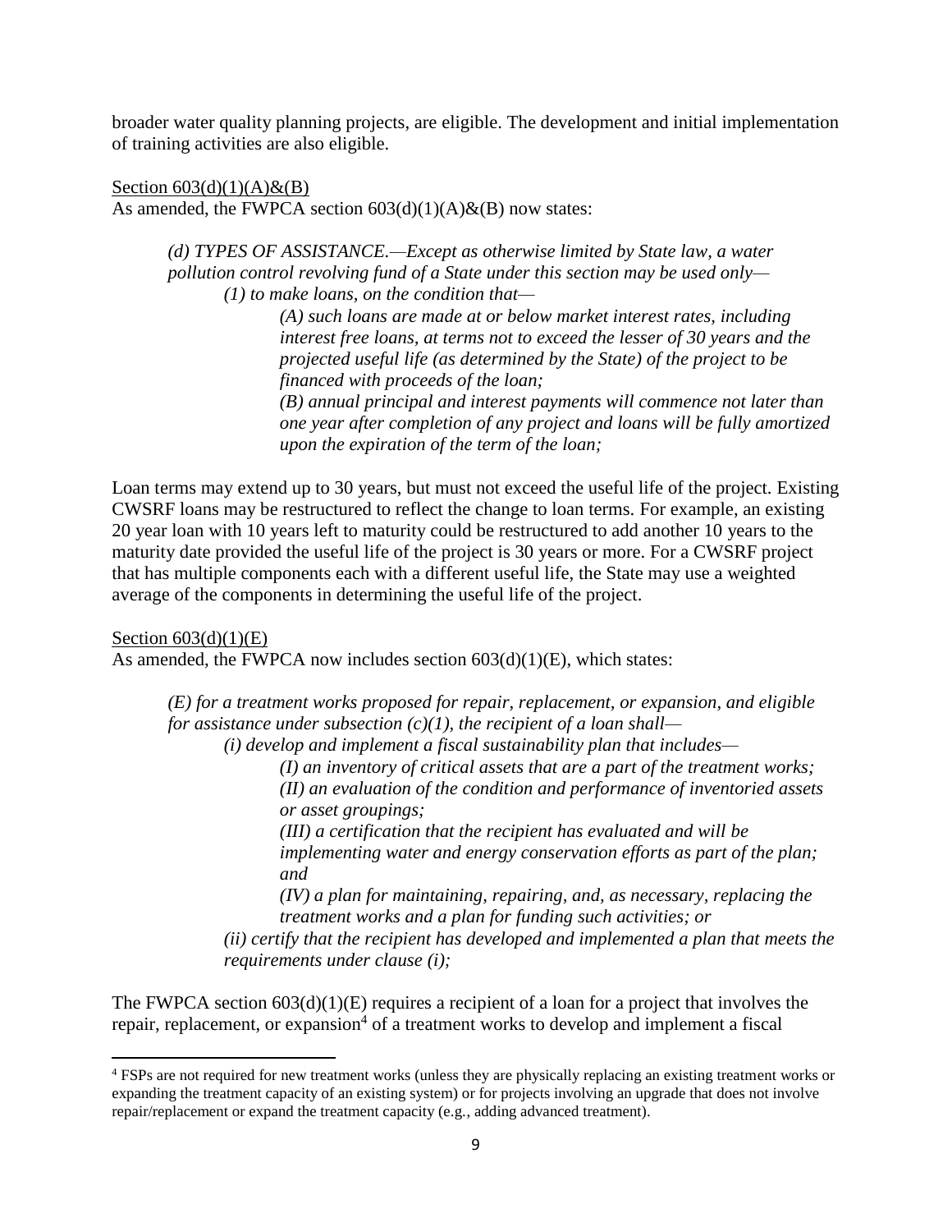broader water quality planning projects, are eligible. The development and initial implementation of training activities are also eligible.

Section 603(d)(1)(A)&(B)

As amended, the FWPCA section 603(d)(1)(A)&(B) now states:

> *(d) TYPES OF ASSISTANCE.—Except as otherwise limited by State law, a water pollution control revolving fund of a State under this section may be used only—*
>
> *(1) to make loans, on the condition that—*
>
> *(A) such loans are made at or below market interest rates, including interest free loans, at terms not to exceed the lesser of 30 years and the projected useful life (as determined by the State) of the project to be financed with proceeds of the loan;*
>
> *(B) annual principal and interest payments will commence not later than one year after completion of any project and loans will be fully amortized upon the expiration of the term of the loan;*

Loan terms may extend up to 30 years, but must not exceed the useful life of the project. Existing CWSRF loans may be restructured to reflect the change to loan terms. For example, an existing 20 year loan with 10 years left to maturity could be restructured to add another 10 years to the maturity date provided the useful life of the project is 30 years or more. For a CWSRF project that has multiple components each with a different useful life, the State may use a weighted average of the components in determining the useful life of the project.

Section 603(d)(1)(E)

As amended, the FWPCA now includes section 603(d)(1)(E), which states:

> *(E) for a treatment works proposed for repair, replacement, or expansion, and eligible for assistance under subsection (c)(1), the recipient of a loan shall—*
>
> *(i) develop and implement a fiscal sustainability plan that includes—*
>
> *(I) an inventory of critical assets that are a part of the treatment works;*
>
> *(II) an evaluation of the condition and performance of inventoried assets or asset groupings;*
>
> *(III) a certification that the recipient has evaluated and will be implementing water and energy conservation efforts as part of the plan; and*
>
> *(IV) a plan for maintaining, repairing, and, as necessary, replacing the treatment works and a plan for funding such activities; or*
>
> *(ii) certify that the recipient has developed and implemented a plan that meets the requirements under clause (i);*

The FWPCA section 603(d)(1)(E) requires a recipient of a loan for a project that involves the repair, replacement, or expansion[4] of a treatment works to develop and implement a fiscal

[4] FSPs are not required for new treatment works (unless they are physically replacing an existing treatment works or expanding the treatment capacity of an existing system) or for projects involving an upgrade that does not involve repair/replacement or expand the treatment capacity (e.g., adding advanced treatment).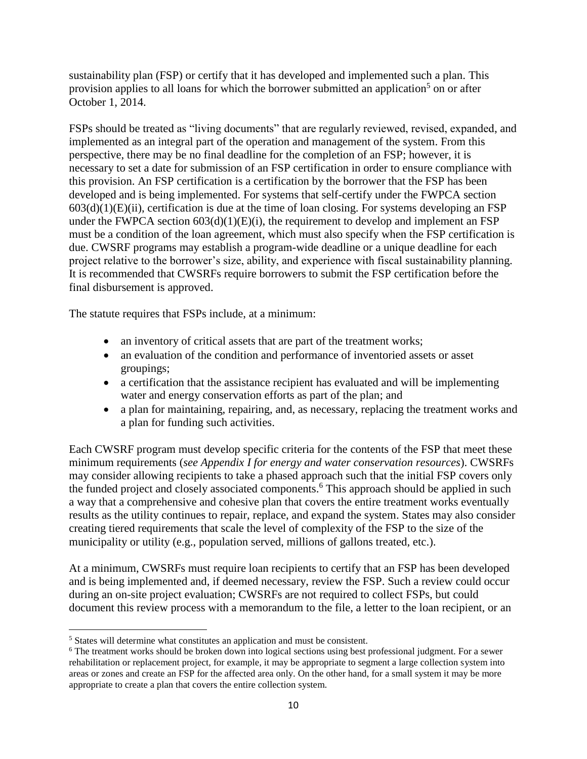sustainability plan (FSP) or certify that it has developed and implemented such a plan. This provision applies to all loans for which the borrower submitted an application[5] on or after October 1, 2014.

FSPs should be treated as "living documents" that are regularly reviewed, revised, expanded, and implemented as an integral part of the operation and management of the system. From this perspective, there may be no final deadline for the completion of an FSP; however, it is necessary to set a date for submission of an FSP certification in order to ensure compliance with this provision. An FSP certification is a certification by the borrower that the FSP has been developed and is being implemented. For systems that self-certify under the FWPCA section 603(d)(1)(E)(ii), certification is due at the time of loan closing. For systems developing an FSP under the FWPCA section 603(d)(1)(E)(i), the requirement to develop and implement an FSP must be a condition of the loan agreement, which must also specify when the FSP certification is due. CWSRF programs may establish a program-wide deadline or a unique deadline for each project relative to the borrower's size, ability, and experience with fiscal sustainability planning. It is recommended that CWSRFs require borrowers to submit the FSP certification before the final disbursement is approved.

The statute requires that FSPs include, at a minimum:

- an inventory of critical assets that are part of the treatment works;
- an evaluation of the condition and performance of inventoried assets or asset groupings;
- a certification that the assistance recipient has evaluated and will be implementing water and energy conservation efforts as part of the plan; and
- a plan for maintaining, repairing, and, as necessary, replacing the treatment works and a plan for funding such activities.

Each CWSRF program must develop specific criteria for the contents of the FSP that meet these minimum requirements (*see Appendix I for energy and water conservation resources*). CWSRFs may consider allowing recipients to take a phased approach such that the initial FSP covers only the funded project and closely associated components.[6] This approach should be applied in such a way that a comprehensive and cohesive plan that covers the entire treatment works eventually results as the utility continues to repair, replace, and expand the system. States may also consider creating tiered requirements that scale the level of complexity of the FSP to the size of the municipality or utility (e.g., population served, millions of gallons treated, etc.).

At a minimum, CWSRFs must require loan recipients to certify that an FSP has been developed and is being implemented and, if deemed necessary, review the FSP. Such a review could occur during an on-site project evaluation; CWSRFs are not required to collect FSPs, but could document this review process with a memorandum to the file, a letter to the loan recipient, or an

---

[5] States will determine what constitutes an application and must be consistent.

[6] The treatment works should be broken down into logical sections using best professional judgment. For a sewer rehabilitation or replacement project, for example, it may be appropriate to segment a large collection system into areas or zones and create an FSP for the affected area only. On the other hand, for a small system it may be more appropriate to create a plan that covers the entire collection system.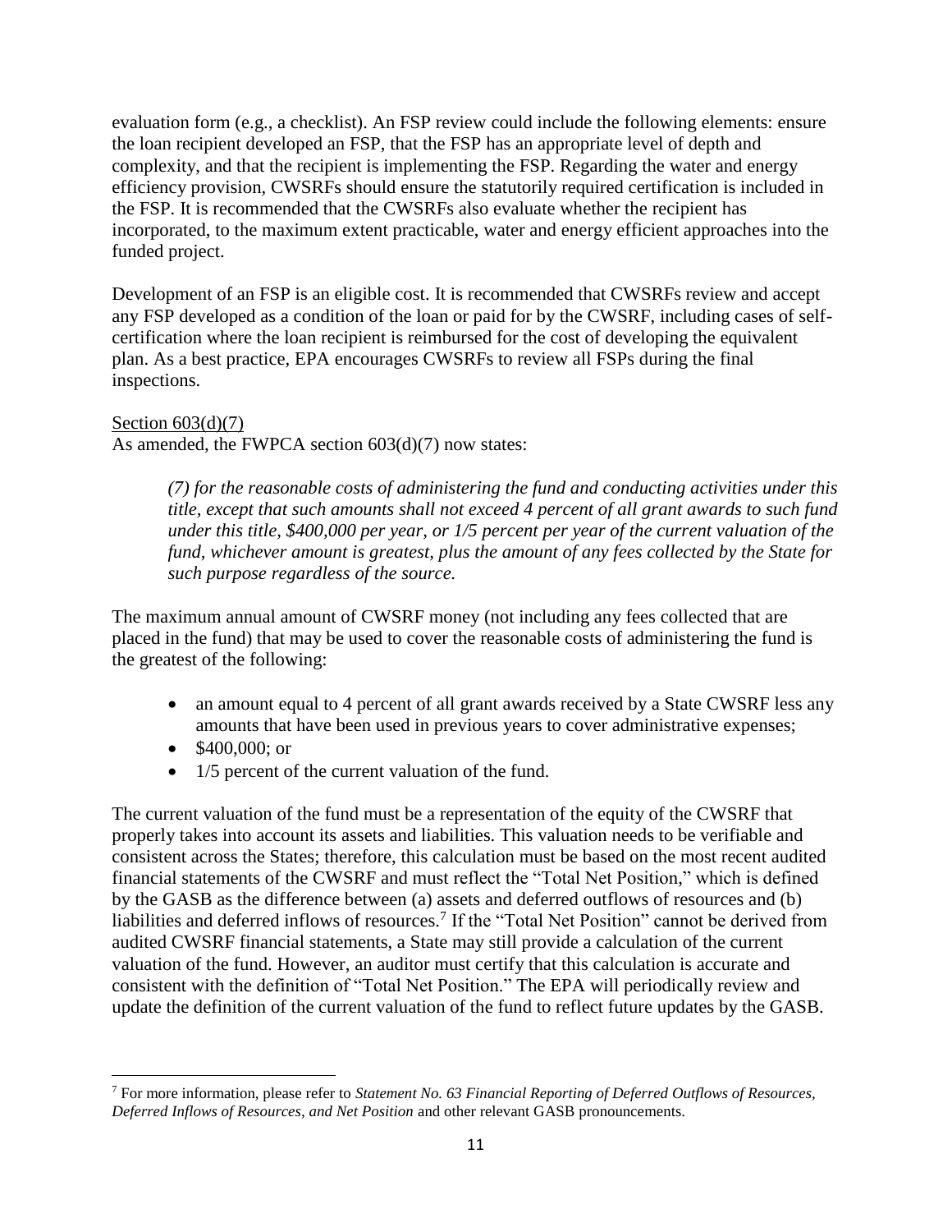evaluation form (e.g., a checklist). An FSP review could include the following elements: ensure the loan recipient developed an FSP, that the FSP has an appropriate level of depth and complexity, and that the recipient is implementing the FSP. Regarding the water and energy efficiency provision, CWSRFs should ensure the statutorily required certification is included in the FSP. It is recommended that the CWSRFs also evaluate whether the recipient has incorporated, to the maximum extent practicable, water and energy efficient approaches into the funded project.

Development of an FSP is an eligible cost. It is recommended that CWSRFs review and accept any FSP developed as a condition of the loan or paid for by the CWSRF, including cases of self-certification where the loan recipient is reimbursed for the cost of developing the equivalent plan. As a best practice, EPA encourages CWSRFs to review all FSPs during the final inspections.

Section 603(d)(7)
As amended, the FWPCA section 603(d)(7) now states:

> *(7) for the reasonable costs of administering the fund and conducting activities under this title, except that such amounts shall not exceed 4 percent of all grant awards to such fund under this title, $400,000 per year, or 1/5 percent per year of the current valuation of the fund, whichever amount is greatest, plus the amount of any fees collected by the State for such purpose regardless of the source.*

The maximum annual amount of CWSRF money (not including any fees collected that are placed in the fund) that may be used to cover the reasonable costs of administering the fund is the greatest of the following:

- an amount equal to 4 percent of all grant awards received by a State CWSRF less any amounts that have been used in previous years to cover administrative expenses;
- $400,000; or
- 1/5 percent of the current valuation of the fund.

The current valuation of the fund must be a representation of the equity of the CWSRF that properly takes into account its assets and liabilities. This valuation needs to be verifiable and consistent across the States; therefore, this calculation must be based on the most recent audited financial statements of the CWSRF and must reflect the "Total Net Position," which is defined by the GASB as the difference between (a) assets and deferred outflows of resources and (b) liabilities and deferred inflows of resources.[7] If the "Total Net Position" cannot be derived from audited CWSRF financial statements, a State may still provide a calculation of the current valuation of the fund. However, an auditor must certify that this calculation is accurate and consistent with the definition of "Total Net Position." The EPA will periodically review and update the definition of the current valuation of the fund to reflect future updates by the GASB.

---

[7] For more information, please refer to *Statement No. 63 Financial Reporting of Deferred Outflows of Resources, Deferred Inflows of Resources, and Net Position* and other relevant GASB pronouncements.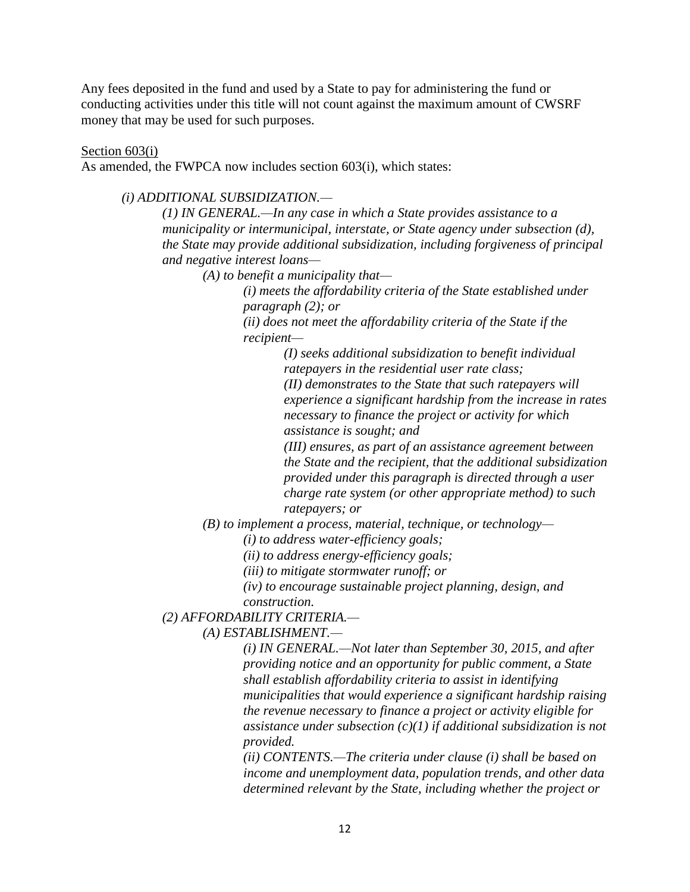Any fees deposited in the fund and used by a State to pay for administering the fund or conducting activities under this title will not count against the maximum amount of CWSRF money that may be used for such purposes.

<u>Section 603(i)</u>

As amended, the FWPCA now includes section 603(i), which states:

> *(i) ADDITIONAL SUBSIDIZATION.—*
>
> > *(1) IN GENERAL.—In any case in which a State provides assistance to a municipality or intermunicipal, interstate, or State agency under subsection (d), the State may provide additional subsidization, including forgiveness of principal and negative interest loans—*
> >
> > > *(A) to benefit a municipality that—*
> > >
> > > > *(i) meets the affordability criteria of the State established under paragraph (2); or*
> > > >
> > > > *(ii) does not meet the affordability criteria of the State if the recipient—*
> > > >
> > > > > *(I) seeks additional subsidization to benefit individual ratepayers in the residential user rate class;*
> > > > >
> > > > > *(II) demonstrates to the State that such ratepayers will experience a significant hardship from the increase in rates necessary to finance the project or activity for which assistance is sought; and*
> > > > >
> > > > > *(III) ensures, as part of an assistance agreement between the State and the recipient, that the additional subsidization provided under this paragraph is directed through a user charge rate system (or other appropriate method) to such ratepayers; or*
> > >
> > > *(B) to implement a process, material, technique, or technology—*
> > >
> > > > *(i) to address water-efficiency goals;*
> > > >
> > > > *(ii) to address energy-efficiency goals;*
> > > >
> > > > *(iii) to mitigate stormwater runoff; or*
> > > >
> > > > *(iv) to encourage sustainable project planning, design, and construction.*
> >
> > *(2) AFFORDABILITY CRITERIA.—*
> >
> > > *(A) ESTABLISHMENT.—*
> > >
> > > > *(i) IN GENERAL.—Not later than September 30, 2015, and after providing notice and an opportunity for public comment, a State shall establish affordability criteria to assist in identifying municipalities that would experience a significant hardship raising the revenue necessary to finance a project or activity eligible for assistance under subsection (c)(1) if additional subsidization is not provided.*
> > > >
> > > > *(ii) CONTENTS.—The criteria under clause (i) shall be based on income and unemployment data, population trends, and other data determined relevant by the State, including whether the project or*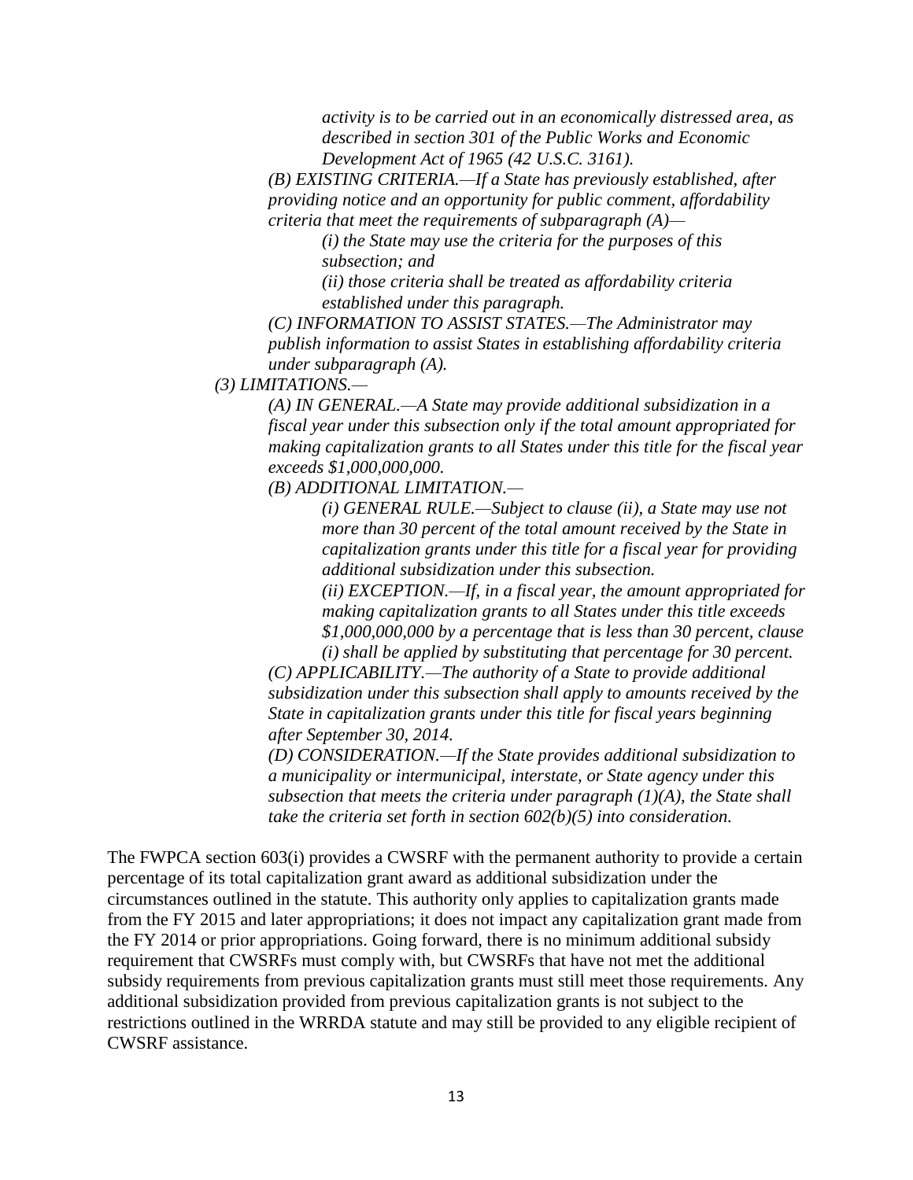> *activity is to be carried out in an economically distressed area, as described in section 301 of the Public Works and Economic Development Act of 1965 (42 U.S.C. 3161).*
>
> *(B) EXISTING CRITERIA.—If a State has previously established, after providing notice and an opportunity for public comment, affordability criteria that meet the requirements of subparagraph (A)—*
>
> > *(i) the State may use the criteria for the purposes of this subsection; and*
> >
> > *(ii) those criteria shall be treated as affordability criteria established under this paragraph.*
>
> *(C) INFORMATION TO ASSIST STATES.—The Administrator may publish information to assist States in establishing affordability criteria under subparagraph (A).*
>
> *(3) LIMITATIONS.—*
>
> *(A) IN GENERAL.—A State may provide additional subsidization in a fiscal year under this subsection only if the total amount appropriated for making capitalization grants to all States under this title for the fiscal year exceeds $1,000,000,000.*
>
> *(B) ADDITIONAL LIMITATION.—*
>
> > *(i) GENERAL RULE.—Subject to clause (ii), a State may use not more than 30 percent of the total amount received by the State in capitalization grants under this title for a fiscal year for providing additional subsidization under this subsection.*
> >
> > *(ii) EXCEPTION.—If, in a fiscal year, the amount appropriated for making capitalization grants to all States under this title exceeds $1,000,000,000 by a percentage that is less than 30 percent, clause (i) shall be applied by substituting that percentage for 30 percent.*
>
> *(C) APPLICABILITY.—The authority of a State to provide additional subsidization under this subsection shall apply to amounts received by the State in capitalization grants under this title for fiscal years beginning after September 30, 2014.*
>
> *(D) CONSIDERATION.—If the State provides additional subsidization to a municipality or intermunicipal, interstate, or State agency under this subsection that meets the criteria under paragraph (1)(A), the State shall take the criteria set forth in section 602(b)(5) into consideration.*

The FWPCA section 603(i) provides a CWSRF with the permanent authority to provide a certain percentage of its total capitalization grant award as additional subsidization under the circumstances outlined in the statute. This authority only applies to capitalization grants made from the FY 2015 and later appropriations; it does not impact any capitalization grant made from the FY 2014 or prior appropriations. Going forward, there is no minimum additional subsidy requirement that CWSRFs must comply with, but CWSRFs that have not met the additional subsidy requirements from previous capitalization grants must still meet those requirements. Any additional subsidization provided from previous capitalization grants is not subject to the restrictions outlined in the WRRDA statute and may still be provided to any eligible recipient of CWSRF assistance.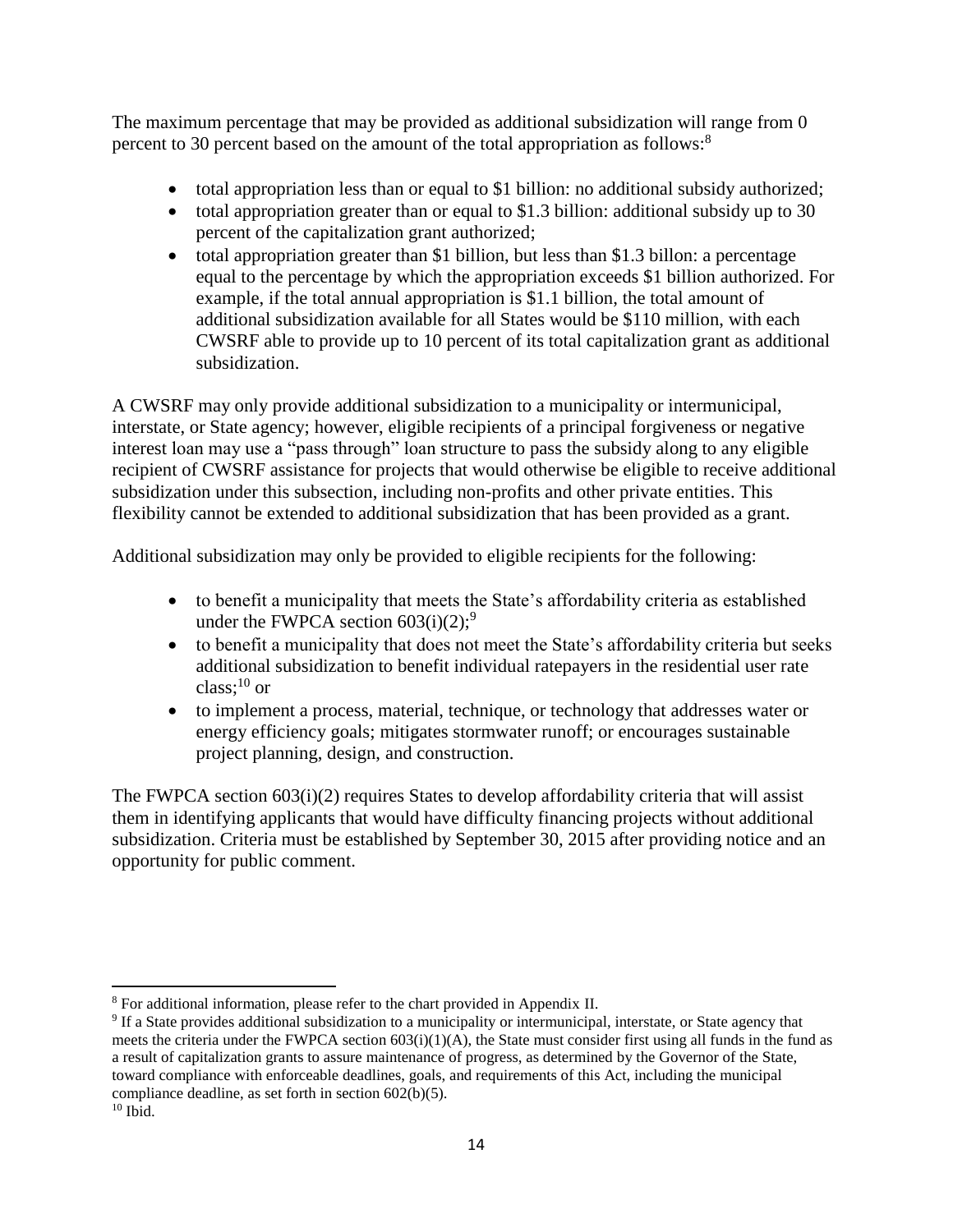The maximum percentage that may be provided as additional subsidization will range from 0 percent to 30 percent based on the amount of the total appropriation as follows:[8]

- total appropriation less than or equal to $1 billion: no additional subsidy authorized;
- total appropriation greater than or equal to $1.3 billion: additional subsidy up to 30 percent of the capitalization grant authorized;
- total appropriation greater than $1 billion, but less than $1.3 billon: a percentage equal to the percentage by which the appropriation exceeds $1 billion authorized. For example, if the total annual appropriation is $1.1 billion, the total amount of additional subsidization available for all States would be $110 million, with each CWSRF able to provide up to 10 percent of its total capitalization grant as additional subsidization.

A CWSRF may only provide additional subsidization to a municipality or intermunicipal, interstate, or State agency; however, eligible recipients of a principal forgiveness or negative interest loan may use a "pass through" loan structure to pass the subsidy along to any eligible recipient of CWSRF assistance for projects that would otherwise be eligible to receive additional subsidization under this subsection, including non-profits and other private entities. This flexibility cannot be extended to additional subsidization that has been provided as a grant.

Additional subsidization may only be provided to eligible recipients for the following:

- to benefit a municipality that meets the State's affordability criteria as established under the FWPCA section 603(i)(2);[9]
- to benefit a municipality that does not meet the State's affordability criteria but seeks additional subsidization to benefit individual ratepayers in the residential user rate class;[10] or
- to implement a process, material, technique, or technology that addresses water or energy efficiency goals; mitigates stormwater runoff; or encourages sustainable project planning, design, and construction.

The FWPCA section 603(i)(2) requires States to develop affordability criteria that will assist them in identifying applicants that would have difficulty financing projects without additional subsidization. Criteria must be established by September 30, 2015 after providing notice and an opportunity for public comment.

---

[8] For additional information, please refer to the chart provided in Appendix II.

[9] If a State provides additional subsidization to a municipality or intermunicipal, interstate, or State agency that meets the criteria under the FWPCA section 603(i)(1)(A), the State must consider first using all funds in the fund as a result of capitalization grants to assure maintenance of progress, as determined by the Governor of the State, toward compliance with enforceable deadlines, goals, and requirements of this Act, including the municipal compliance deadline, as set forth in section 602(b)(5).

[10] Ibid.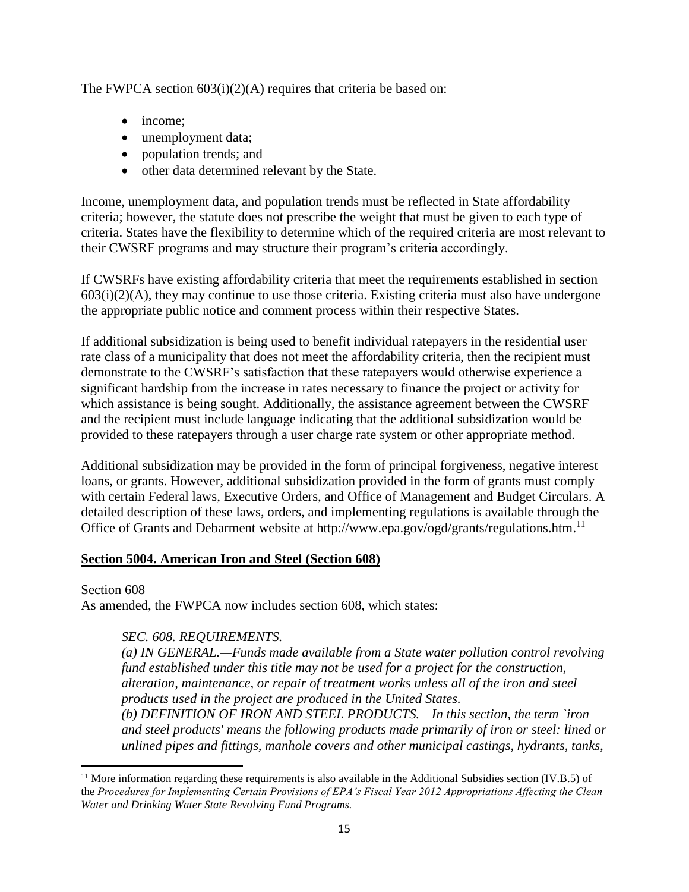The FWPCA section 603(i)(2)(A) requires that criteria be based on:

- income;
- unemployment data;
- population trends; and
- other data determined relevant by the State.

Income, unemployment data, and population trends must be reflected in State affordability criteria; however, the statute does not prescribe the weight that must be given to each type of criteria. States have the flexibility to determine which of the required criteria are most relevant to their CWSRF programs and may structure their program's criteria accordingly.

If CWSRFs have existing affordability criteria that meet the requirements established in section 603(i)(2)(A), they may continue to use those criteria. Existing criteria must also have undergone the appropriate public notice and comment process within their respective States.

If additional subsidization is being used to benefit individual ratepayers in the residential user rate class of a municipality that does not meet the affordability criteria, then the recipient must demonstrate to the CWSRF's satisfaction that these ratepayers would otherwise experience a significant hardship from the increase in rates necessary to finance the project or activity for which assistance is being sought. Additionally, the assistance agreement between the CWSRF and the recipient must include language indicating that the additional subsidization would be provided to these ratepayers through a user charge rate system or other appropriate method.

Additional subsidization may be provided in the form of principal forgiveness, negative interest loans, or grants. However, additional subsidization provided in the form of grants must comply with certain Federal laws, Executive Orders, and Office of Management and Budget Circulars. A detailed description of these laws, orders, and implementing regulations is available through the Office of Grants and Debarment website at http://www.epa.gov/ogd/grants/regulations.htm.[11]

## Section 5004. American Iron and Steel (Section 608)

Section 608

As amended, the FWPCA now includes section 608, which states:

> *SEC. 608. REQUIREMENTS.*
>
> *(a) IN GENERAL.—Funds made available from a State water pollution control revolving fund established under this title may not be used for a project for the construction, alteration, maintenance, or repair of treatment works unless all of the iron and steel products used in the project are produced in the United States.*
>
> *(b) DEFINITION OF IRON AND STEEL PRODUCTS.—In this section, the term `iron and steel products' means the following products made primarily of iron or steel: lined or unlined pipes and fittings, manhole covers and other municipal castings, hydrants, tanks,*

---

[11] More information regarding these requirements is also available in the Additional Subsidies section (IV.B.5) of the *Procedures for Implementing Certain Provisions of EPA's Fiscal Year 2012 Appropriations Affecting the Clean Water and Drinking Water State Revolving Fund Programs.*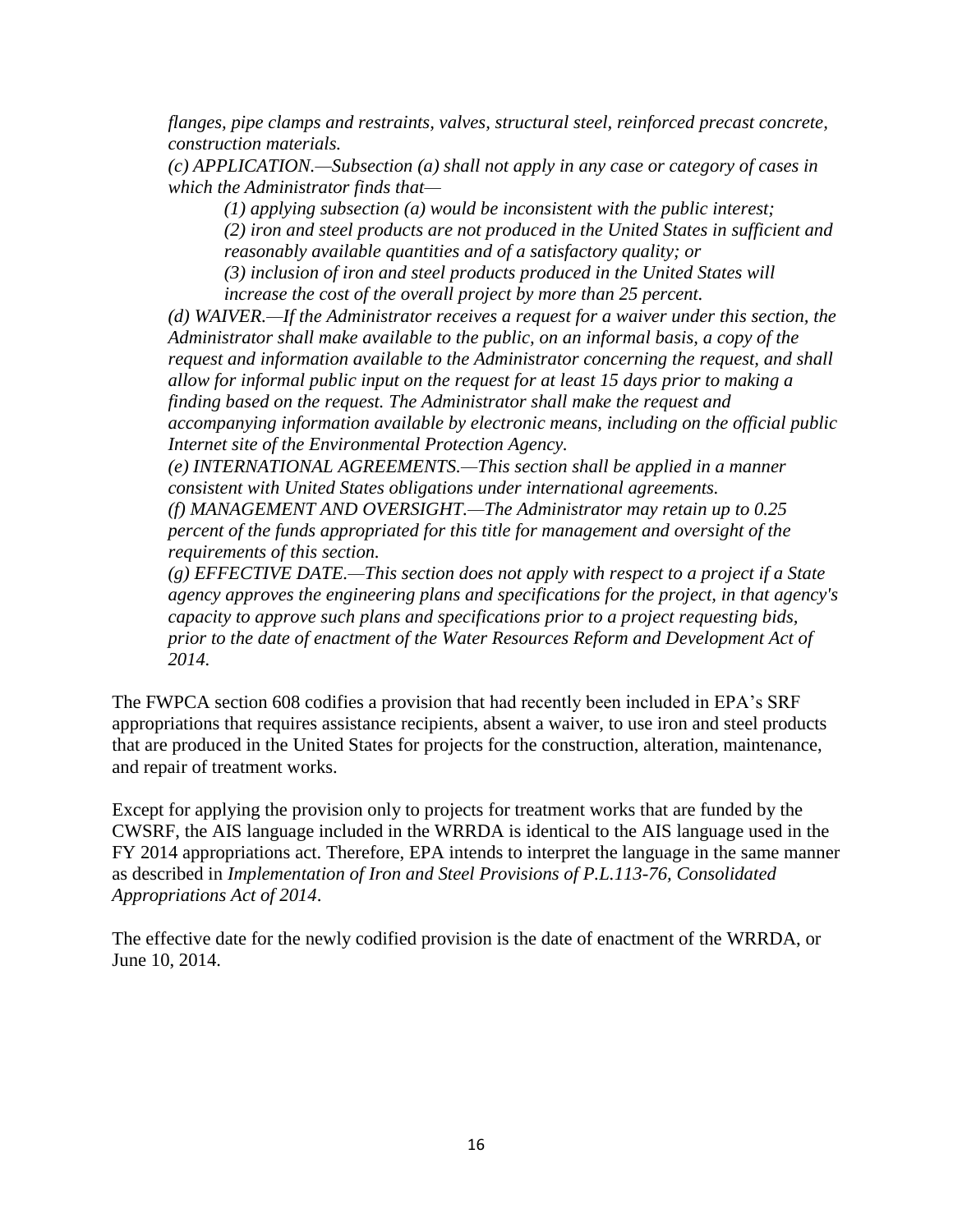*flanges, pipe clamps and restraints, valves, structural steel, reinforced precast concrete, construction materials.*

*(c) APPLICATION.—Subsection (a) shall not apply in any case or category of cases in which the Administrator finds that—*

> *(1) applying subsection (a) would be inconsistent with the public interest;*
>
> *(2) iron and steel products are not produced in the United States in sufficient and reasonably available quantities and of a satisfactory quality; or*
>
> *(3) inclusion of iron and steel products produced in the United States will increase the cost of the overall project by more than 25 percent.*

*(d) WAIVER.—If the Administrator receives a request for a waiver under this section, the Administrator shall make available to the public, on an informal basis, a copy of the request and information available to the Administrator concerning the request, and shall allow for informal public input on the request for at least 15 days prior to making a finding based on the request. The Administrator shall make the request and accompanying information available by electronic means, including on the official public Internet site of the Environmental Protection Agency.*

*(e) INTERNATIONAL AGREEMENTS.—This section shall be applied in a manner consistent with United States obligations under international agreements.*

*(f) MANAGEMENT AND OVERSIGHT.—The Administrator may retain up to 0.25 percent of the funds appropriated for this title for management and oversight of the requirements of this section.*

*(g) EFFECTIVE DATE.—This section does not apply with respect to a project if a State agency approves the engineering plans and specifications for the project, in that agency's capacity to approve such plans and specifications prior to a project requesting bids, prior to the date of enactment of the Water Resources Reform and Development Act of 2014.*

The FWPCA section 608 codifies a provision that had recently been included in EPA's SRF appropriations that requires assistance recipients, absent a waiver, to use iron and steel products that are produced in the United States for projects for the construction, alteration, maintenance, and repair of treatment works.

Except for applying the provision only to projects for treatment works that are funded by the CWSRF, the AIS language included in the WRRDA is identical to the AIS language used in the FY 2014 appropriations act. Therefore, EPA intends to interpret the language in the same manner as described in *Implementation of Iron and Steel Provisions of P.L.113-76, Consolidated Appropriations Act of 2014*.

The effective date for the newly codified provision is the date of enactment of the WRRDA, or June 10, 2014.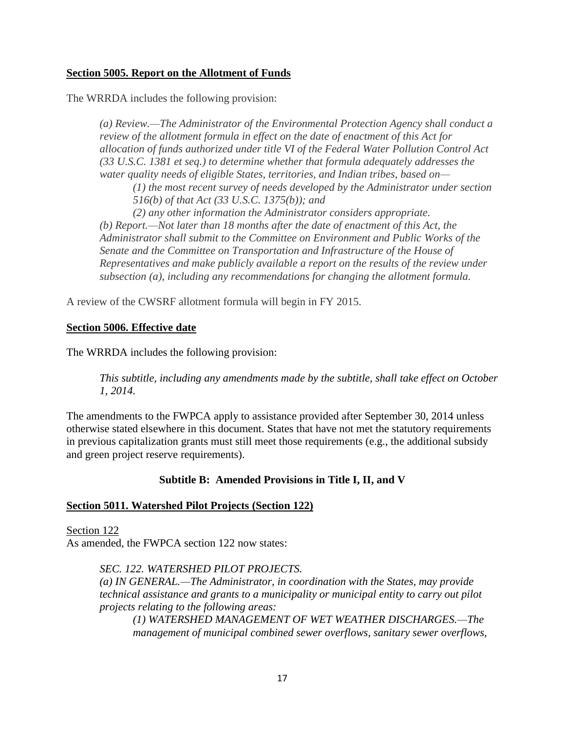**Section 5005. Report on the Allotment of Funds**

The WRRDA includes the following provision:

> *(a) Review.—The Administrator of the Environmental Protection Agency shall conduct a review of the allotment formula in effect on the date of enactment of this Act for allocation of funds authorized under title VI of the Federal Water Pollution Control Act (33 U.S.C. 1381 et seq.) to determine whether that formula adequately addresses the water quality needs of eligible States, territories, and Indian tribes, based on—*
>
> > *(1) the most recent survey of needs developed by the Administrator under section 516(b) of that Act (33 U.S.C. 1375(b)); and*
> >
> > *(2) any other information the Administrator considers appropriate.*
>
> *(b) Report.—Not later than 18 months after the date of enactment of this Act, the Administrator shall submit to the Committee on Environment and Public Works of the Senate and the Committee on Transportation and Infrastructure of the House of Representatives and make publicly available a report on the results of the review under subsection (a), including any recommendations for changing the allotment formula.*

A review of the CWSRF allotment formula will begin in FY 2015.

**Section 5006. Effective date**

The WRRDA includes the following provision:

> *This subtitle, including any amendments made by the subtitle, shall take effect on October 1, 2014.*

The amendments to the FWPCA apply to assistance provided after September 30, 2014 unless otherwise stated elsewhere in this document. States that have not met the statutory requirements in previous capitalization grants must still meet those requirements (e.g., the additional subsidy and green project reserve requirements).

**Subtitle B: Amended Provisions in Title I, II, and V**

**Section 5011. Watershed Pilot Projects (Section 122)**

Section 122

As amended, the FWPCA section 122 now states:

> *SEC. 122. WATERSHED PILOT PROJECTS.*
>
> *(a) IN GENERAL.—The Administrator, in coordination with the States, may provide technical assistance and grants to a municipality or municipal entity to carry out pilot projects relating to the following areas:*
>
> > *(1) WATERSHED MANAGEMENT OF WET WEATHER DISCHARGES.—The management of municipal combined sewer overflows, sanitary sewer overflows,*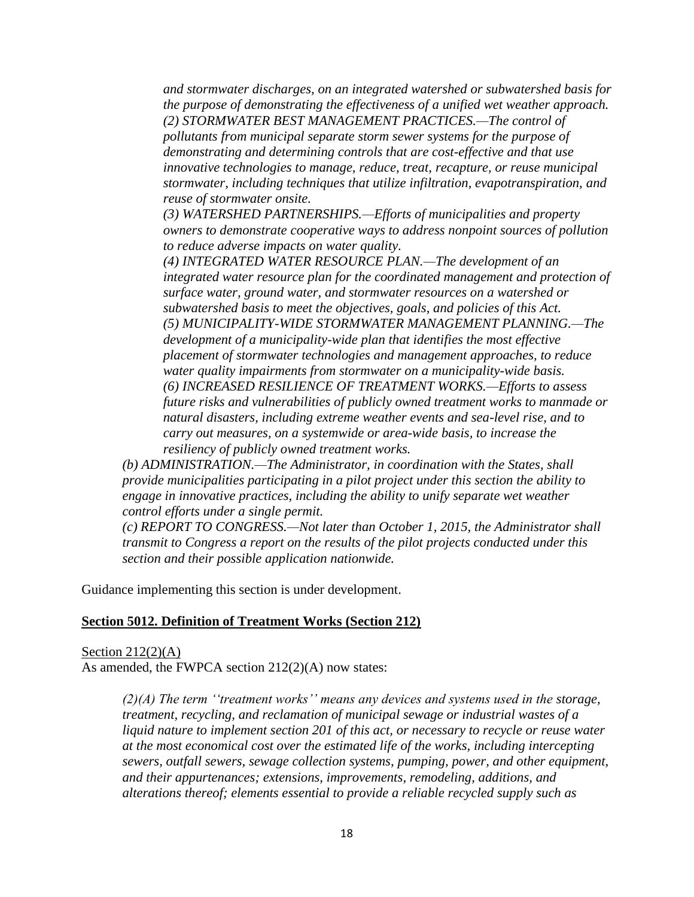*and stormwater discharges, on an integrated watershed or subwatershed basis for the purpose of demonstrating the effectiveness of a unified wet weather approach.*
*(2) STORMWATER BEST MANAGEMENT PRACTICES.—The control of pollutants from municipal separate storm sewer systems for the purpose of demonstrating and determining controls that are cost-effective and that use innovative technologies to manage, reduce, treat, recapture, or reuse municipal stormwater, including techniques that utilize infiltration, evapotranspiration, and reuse of stormwater onsite.*
*(3) WATERSHED PARTNERSHIPS.—Efforts of municipalities and property owners to demonstrate cooperative ways to address nonpoint sources of pollution to reduce adverse impacts on water quality.*
*(4) INTEGRATED WATER RESOURCE PLAN.—The development of an integrated water resource plan for the coordinated management and protection of surface water, ground water, and stormwater resources on a watershed or subwatershed basis to meet the objectives, goals, and policies of this Act.*
*(5) MUNICIPALITY-WIDE STORMWATER MANAGEMENT PLANNING.—The development of a municipality-wide plan that identifies the most effective placement of stormwater technologies and management approaches, to reduce water quality impairments from stormwater on a municipality-wide basis.*
*(6) INCREASED RESILIENCE OF TREATMENT WORKS.—Efforts to assess future risks and vulnerabilities of publicly owned treatment works to manmade or natural disasters, including extreme weather events and sea-level rise, and to carry out measures, on a systemwide or area-wide basis, to increase the resiliency of publicly owned treatment works.*

*(b) ADMINISTRATION.—The Administrator, in coordination with the States, shall provide municipalities participating in a pilot project under this section the ability to engage in innovative practices, including the ability to unify separate wet weather control efforts under a single permit.*
*(c) REPORT TO CONGRESS.—Not later than October 1, 2015, the Administrator shall transmit to Congress a report on the results of the pilot projects conducted under this section and their possible application nationwide.*

Guidance implementing this section is under development.

**Section 5012. Definition of Treatment Works (Section 212)**

Section 212(2)(A)
As amended, the FWPCA section 212(2)(A) now states:

*(2)(A) The term ''treatment works'' means any devices and systems used in the storage, treatment, recycling, and reclamation of municipal sewage or industrial wastes of a liquid nature to implement section 201 of this act, or necessary to recycle or reuse water at the most economical cost over the estimated life of the works, including intercepting sewers, outfall sewers, sewage collection systems, pumping, power, and other equipment, and their appurtenances; extensions, improvements, remodeling, additions, and alterations thereof; elements essential to provide a reliable recycled supply such as*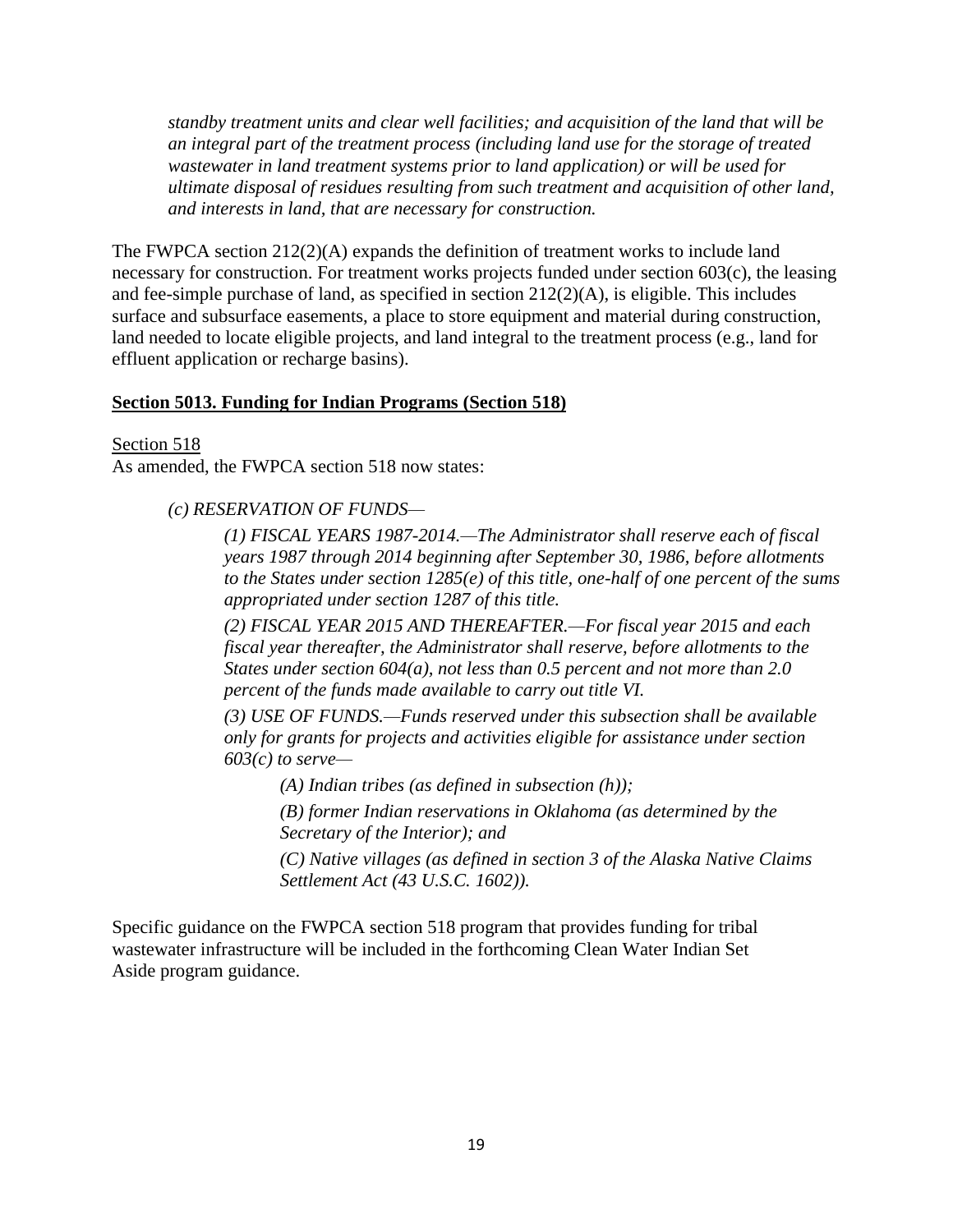*standby treatment units and clear well facilities; and acquisition of the land that will be an integral part of the treatment process (including land use for the storage of treated wastewater in land treatment systems prior to land application) or will be used for ultimate disposal of residues resulting from such treatment and acquisition of other land, and interests in land, that are necessary for construction.*

The FWPCA section 212(2)(A) expands the definition of treatment works to include land necessary for construction. For treatment works projects funded under section 603(c), the leasing and fee-simple purchase of land, as specified in section 212(2)(A), is eligible. This includes surface and subsurface easements, a place to store equipment and material during construction, land needed to locate eligible projects, and land integral to the treatment process (e.g., land for effluent application or recharge basins).

**Section 5013. Funding for Indian Programs (Section 518)**

Section 518

As amended, the FWPCA section 518 now states:

> *(c) RESERVATION OF FUNDS—*
>
> > *(1) FISCAL YEARS 1987-2014.—The Administrator shall reserve each of fiscal years 1987 through 2014 beginning after September 30, 1986, before allotments to the States under section 1285(e) of this title, one-half of one percent of the sums appropriated under section 1287 of this title.*
> >
> > *(2) FISCAL YEAR 2015 AND THEREAFTER.—For fiscal year 2015 and each fiscal year thereafter, the Administrator shall reserve, before allotments to the States under section 604(a), not less than 0.5 percent and not more than 2.0 percent of the funds made available to carry out title VI.*
> >
> > *(3) USE OF FUNDS.—Funds reserved under this subsection shall be available only for grants for projects and activities eligible for assistance under section 603(c) to serve—*
> >
> > > *(A) Indian tribes (as defined in subsection (h));*
> > >
> > > *(B) former Indian reservations in Oklahoma (as determined by the Secretary of the Interior); and*
> > >
> > > *(C) Native villages (as defined in section 3 of the Alaska Native Claims Settlement Act (43 U.S.C. 1602)).*

Specific guidance on the FWPCA section 518 program that provides funding for tribal wastewater infrastructure will be included in the forthcoming Clean Water Indian Set Aside program guidance.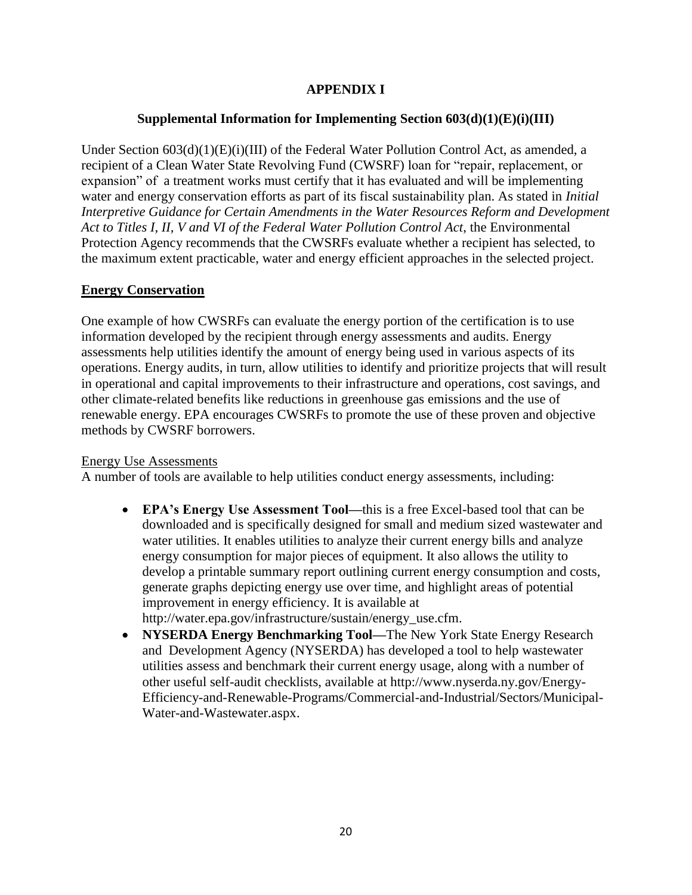# APPENDIX I

## Supplemental Information for Implementing Section 603(d)(1)(E)(i)(III)

Under Section 603(d)(1)(E)(i)(III) of the Federal Water Pollution Control Act, as amended, a recipient of a Clean Water State Revolving Fund (CWSRF) loan for "repair, replacement, or expansion" of a treatment works must certify that it has evaluated and will be implementing water and energy conservation efforts as part of its fiscal sustainability plan. As stated in *Initial Interpretive Guidance for Certain Amendments in the Water Resources Reform and Development Act to Titles I, II, V and VI of the Federal Water Pollution Control Act*, the Environmental Protection Agency recommends that the CWSRFs evaluate whether a recipient has selected, to the maximum extent practicable, water and energy efficient approaches in the selected project.

### Energy Conservation

One example of how CWSRFs can evaluate the energy portion of the certification is to use information developed by the recipient through energy assessments and audits. Energy assessments help utilities identify the amount of energy being used in various aspects of its operations. Energy audits, in turn, allow utilities to identify and prioritize projects that will result in operational and capital improvements to their infrastructure and operations, cost savings, and other climate-related benefits like reductions in greenhouse gas emissions and the use of renewable energy. EPA encourages CWSRFs to promote the use of these proven and objective methods by CWSRF borrowers.

#### Energy Use Assessments

A number of tools are available to help utilities conduct energy assessments, including:

- **EPA's Energy Use Assessment Tool—**this is a free Excel-based tool that can be downloaded and is specifically designed for small and medium sized wastewater and water utilities. It enables utilities to analyze their current energy bills and analyze energy consumption for major pieces of equipment. It also allows the utility to develop a printable summary report outlining current energy consumption and costs, generate graphs depicting energy use over time, and highlight areas of potential improvement in energy efficiency. It is available at http://water.epa.gov/infrastructure/sustain/energy_use.cfm.
- **NYSERDA Energy Benchmarking Tool—**The New York State Energy Research and Development Agency (NYSERDA) has developed a tool to help wastewater utilities assess and benchmark their current energy usage, along with a number of other useful self-audit checklists, available at http://www.nyserda.ny.gov/Energy-Efficiency-and-Renewable-Programs/Commercial-and-Industrial/Sectors/Municipal-Water-and-Wastewater.aspx.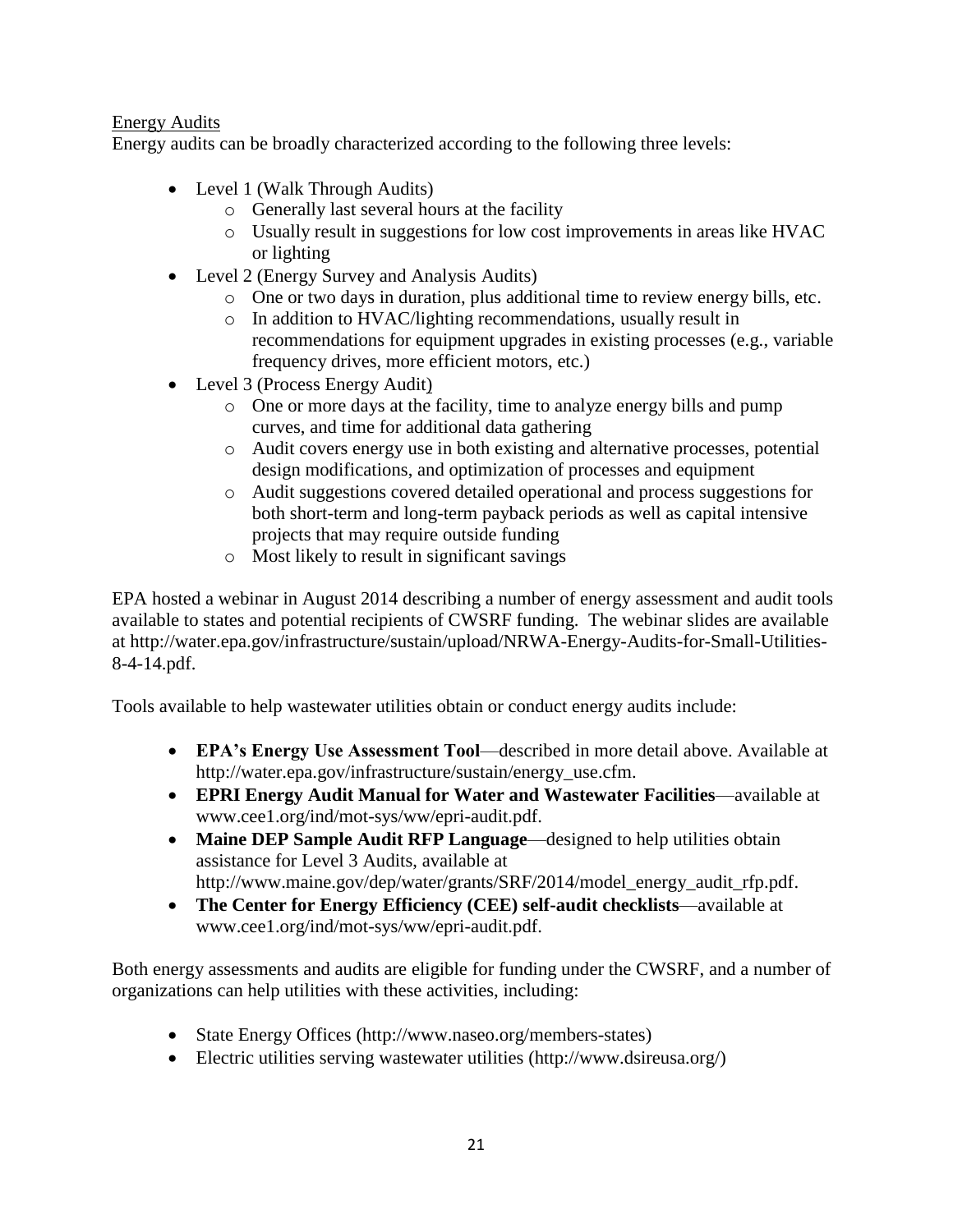Energy Audits

Energy audits can be broadly characterized according to the following three levels:

- Level 1 (Walk Through Audits)
  - Generally last several hours at the facility
  - Usually result in suggestions for low cost improvements in areas like HVAC or lighting
- Level 2 (Energy Survey and Analysis Audits)
  - One or two days in duration, plus additional time to review energy bills, etc.
  - In addition to HVAC/lighting recommendations, usually result in recommendations for equipment upgrades in existing processes (e.g., variable frequency drives, more efficient motors, etc.)
- Level 3 (Process Energy Audit)
  - One or more days at the facility, time to analyze energy bills and pump curves, and time for additional data gathering
  - Audit covers energy use in both existing and alternative processes, potential design modifications, and optimization of processes and equipment
  - Audit suggestions covered detailed operational and process suggestions for both short-term and long-term payback periods as well as capital intensive projects that may require outside funding
  - Most likely to result in significant savings

EPA hosted a webinar in August 2014 describing a number of energy assessment and audit tools available to states and potential recipients of CWSRF funding. The webinar slides are available at http://water.epa.gov/infrastructure/sustain/upload/NRWA-Energy-Audits-for-Small-Utilities-8-4-14.pdf.

Tools available to help wastewater utilities obtain or conduct energy audits include:

- **EPA's Energy Use Assessment Tool**—described in more detail above. Available at http://water.epa.gov/infrastructure/sustain/energy_use.cfm.
- **EPRI Energy Audit Manual for Water and Wastewater Facilities**—available at www.cee1.org/ind/mot-sys/ww/epri-audit.pdf.
- **Maine DEP Sample Audit RFP Language**—designed to help utilities obtain assistance for Level 3 Audits, available at http://www.maine.gov/dep/water/grants/SRF/2014/model_energy_audit_rfp.pdf.
- **The Center for Energy Efficiency (CEE) self-audit checklists**—available at www.cee1.org/ind/mot-sys/ww/epri-audit.pdf.

Both energy assessments and audits are eligible for funding under the CWSRF, and a number of organizations can help utilities with these activities, including:

- State Energy Offices (http://www.naseo.org/members-states)
- Electric utilities serving wastewater utilities (http://www.dsireusa.org/)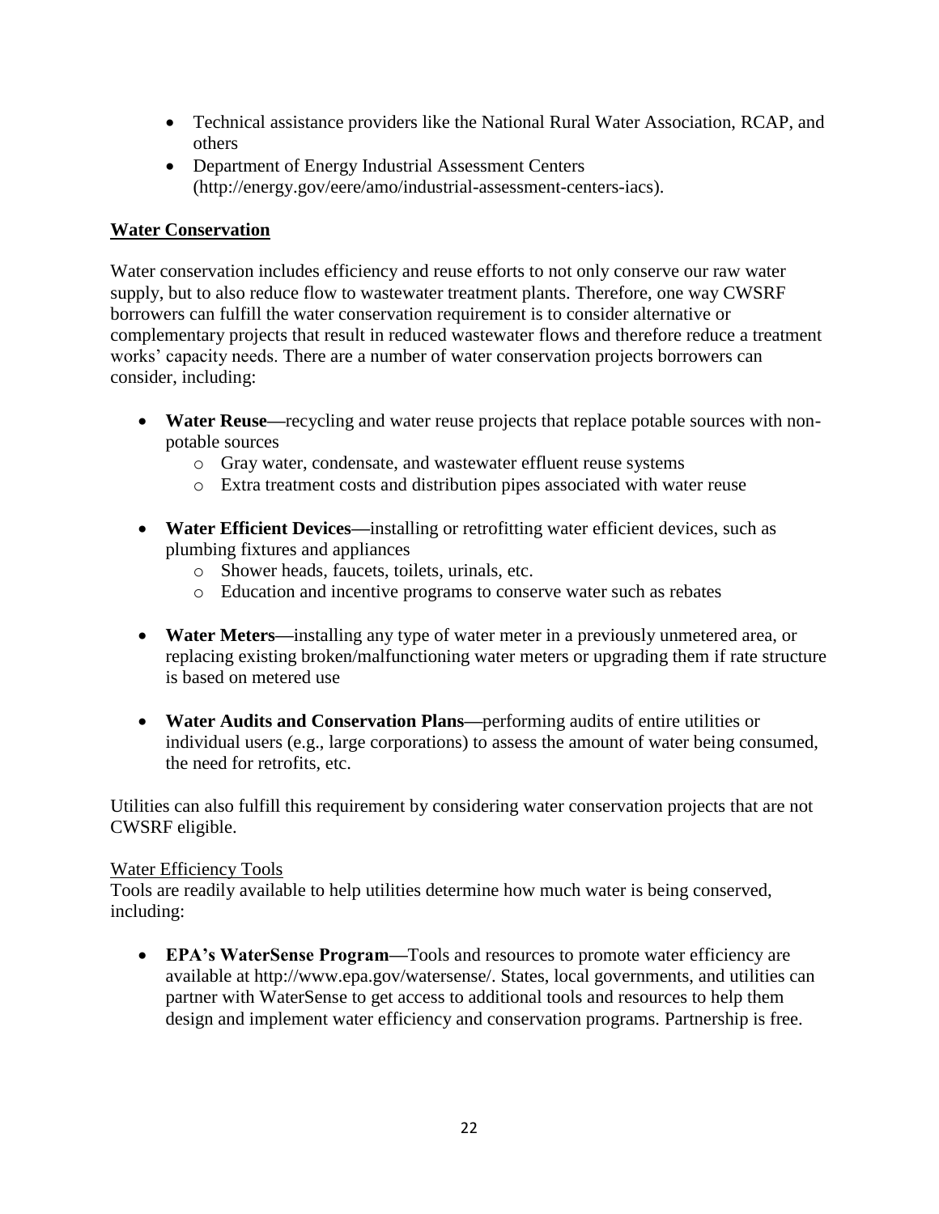- Technical assistance providers like the National Rural Water Association, RCAP, and others
- Department of Energy Industrial Assessment Centers (http://energy.gov/eere/amo/industrial-assessment-centers-iacs).

## Water Conservation

Water conservation includes efficiency and reuse efforts to not only conserve our raw water supply, but to also reduce flow to wastewater treatment plants. Therefore, one way CWSRF borrowers can fulfill the water conservation requirement is to consider alternative or complementary projects that result in reduced wastewater flows and therefore reduce a treatment works' capacity needs. There are a number of water conservation projects borrowers can consider, including:

- **Water Reuse—**recycling and water reuse projects that replace potable sources with non-potable sources
    - Gray water, condensate, and wastewater effluent reuse systems
    - Extra treatment costs and distribution pipes associated with water reuse

- **Water Efficient Devices—**installing or retrofitting water efficient devices, such as plumbing fixtures and appliances
    - Shower heads, faucets, toilets, urinals, etc.
    - Education and incentive programs to conserve water such as rebates

- **Water Meters—**installing any type of water meter in a previously unmetered area, or replacing existing broken/malfunctioning water meters or upgrading them if rate structure is based on metered use

- **Water Audits and Conservation Plans—**performing audits of entire utilities or individual users (e.g., large corporations) to assess the amount of water being consumed, the need for retrofits, etc.

Utilities can also fulfill this requirement by considering water conservation projects that are not CWSRF eligible.

### Water Efficiency Tools

Tools are readily available to help utilities determine how much water is being conserved, including:

- **EPA's WaterSense Program—**Tools and resources to promote water efficiency are available at http://www.epa.gov/watersense/. States, local governments, and utilities can partner with WaterSense to get access to additional tools and resources to help them design and implement water efficiency and conservation programs. Partnership is free.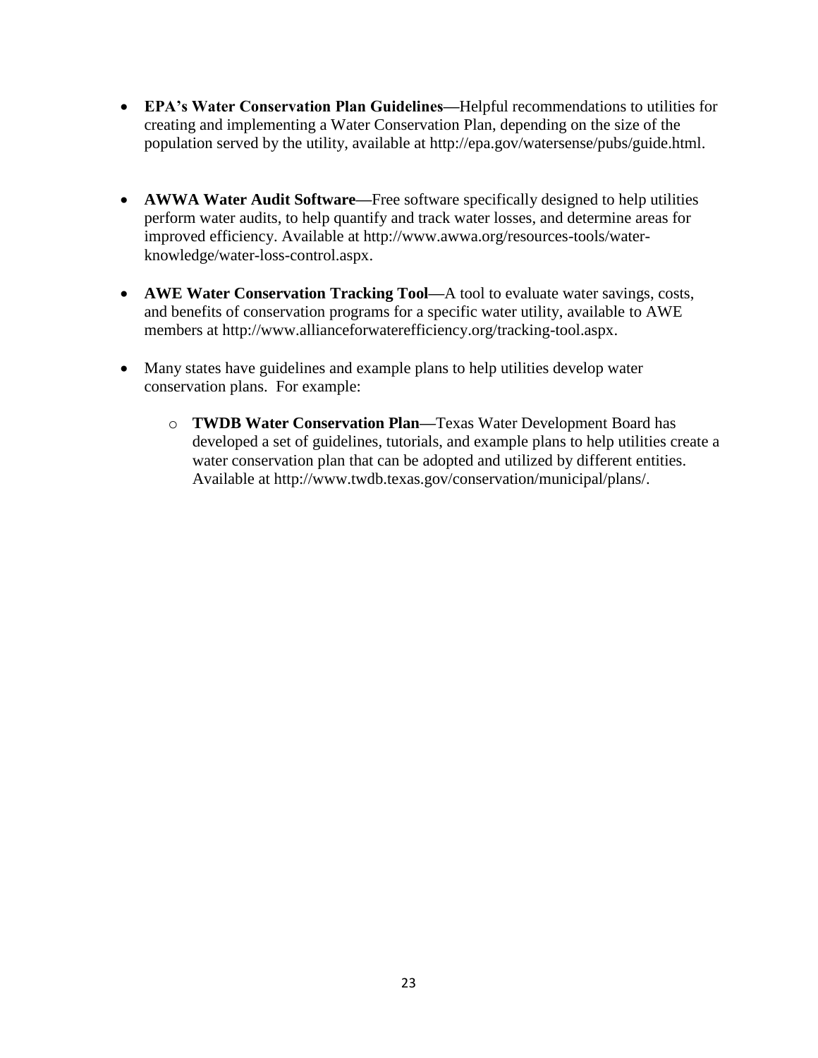- **EPA's Water Conservation Plan Guidelines—**Helpful recommendations to utilities for creating and implementing a Water Conservation Plan, depending on the size of the population served by the utility, available at http://epa.gov/watersense/pubs/guide.html.

- **AWWA Water Audit Software—**Free software specifically designed to help utilities perform water audits, to help quantify and track water losses, and determine areas for improved efficiency. Available at http://www.awwa.org/resources-tools/water-knowledge/water-loss-control.aspx.

- **AWE Water Conservation Tracking Tool—**A tool to evaluate water savings, costs, and benefits of conservation programs for a specific water utility, available to AWE members at http://www.allianceforwaterefficiency.org/tracking-tool.aspx.

- Many states have guidelines and example plans to help utilities develop water conservation plans. For example:

    - **TWDB Water Conservation Plan—**Texas Water Development Board has developed a set of guidelines, tutorials, and example plans to help utilities create a water conservation plan that can be adopted and utilized by different entities. Available at http://www.twdb.texas.gov/conservation/municipal/plans/.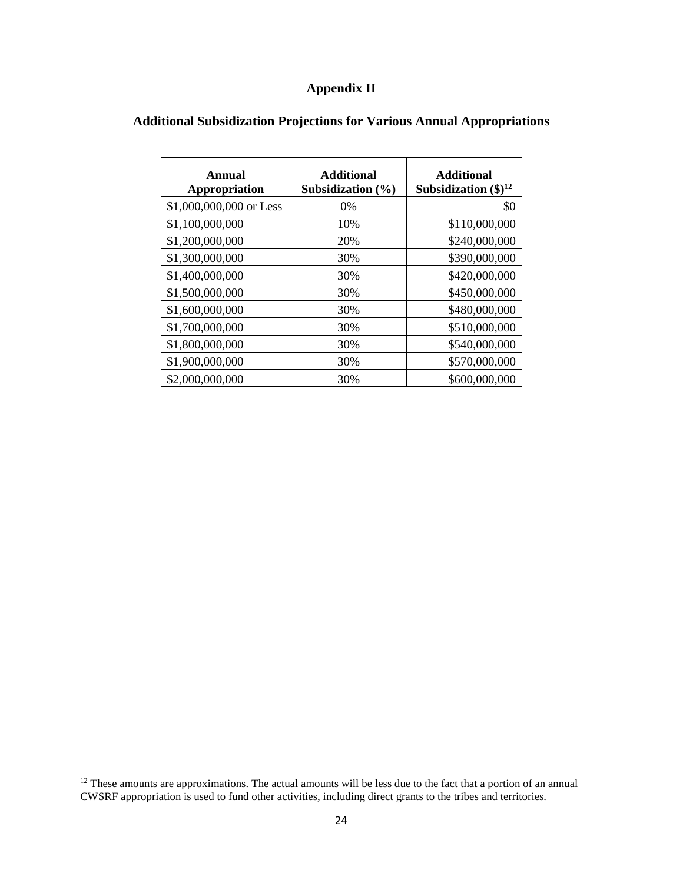# Appendix II

## Additional Subsidization Projections for Various Annual Appropriations

| Annual Appropriation | Additional Subsidization (%) | Additional Subsidization ($)[12] |
|---|---|---|
| $1,000,000,000 or Less | 0% | $0 |
| $1,100,000,000 | 10% | $110,000,000 |
| $1,200,000,000 | 20% | $240,000,000 |
| $1,300,000,000 | 30% | $390,000,000 |
| $1,400,000,000 | 30% | $420,000,000 |
| $1,500,000,000 | 30% | $450,000,000 |
| $1,600,000,000 | 30% | $480,000,000 |
| $1,700,000,000 | 30% | $510,000,000 |
| $1,800,000,000 | 30% | $540,000,000 |
| $1,900,000,000 | 30% | $570,000,000 |
| $2,000,000,000 | 30% | $600,000,000 |

[12] These amounts are approximations. The actual amounts will be less due to the fact that a portion of an annual CWSRF appropriation is used to fund other activities, including direct grants to the tribes and territories.